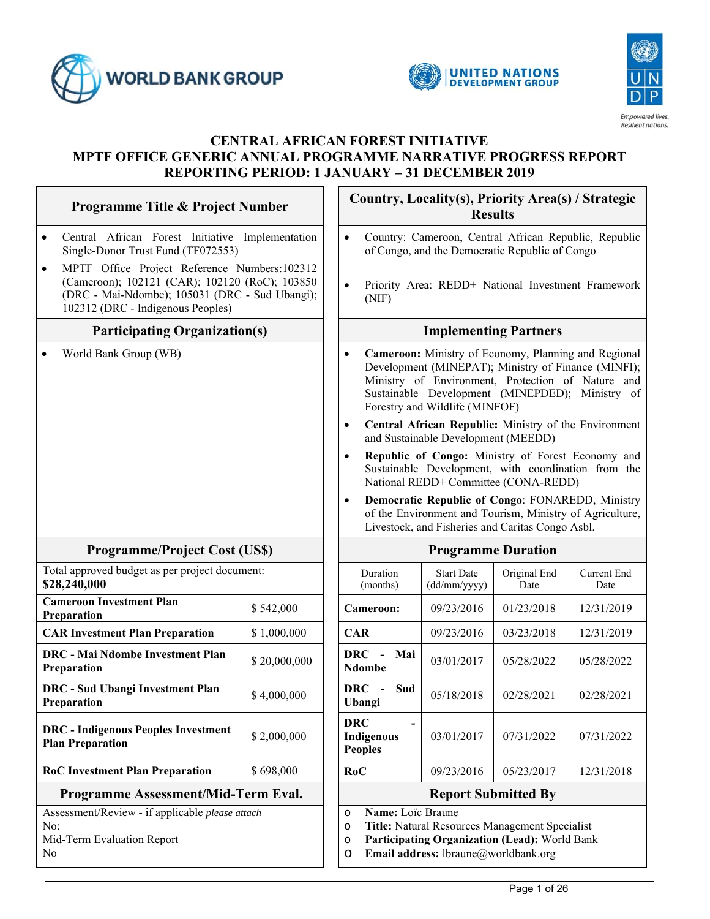# CENTRAL AFRICAN FOREST INITIATIVE
# MPTF OFFICE GENERIC ANNUAL PROGRAMME NARRATIVE PROGRESS REPORT
# REPORTING PERIOD: 1 JANUARY – 31 DECEMBER 2019

## Programme Title & Project Number

- Central African Forest Initiative Implementation Single-Donor Trust Fund (TF072553)
- MPTF Office Project Reference Numbers:102312 (Cameroon); 102121 (CAR); 102120 (RoC); 103850 (DRC - Mai-Ndombe); 105031 (DRC - Sud Ubangi); 102312 (DRC - Indigenous Peoples)

## Country, Locality(s), Priority Area(s) / Strategic Results

- Country: Cameroon, Central African Republic, Republic of Congo, and the Democratic Republic of Congo
- Priority Area: REDD+ National Investment Framework (NIF)

## Participating Organization(s)

- World Bank Group (WB)

## Implementing Partners

- **Cameroon:** Ministry of Economy, Planning and Regional Development (MINEPAT); Ministry of Finance (MINFI); Ministry of Environment, Protection of Nature and Sustainable Development (MINEPDED); Ministry of Forestry and Wildlife (MINFOF)
- **Central African Republic:** Ministry of the Environment and Sustainable Development (MEEDD)
- **Republic of Congo:** Ministry of Forest Economy and Sustainable Development, with coordination from the National REDD+ Committee (CONA-REDD)
- **Democratic Republic of Congo**: FONAREDD, Ministry of the Environment and Tourism, Ministry of Agriculture, Livestock, and Fisheries and Caritas Congo Asbl.

## Programme/Project Cost (US$)

Total approved budget as per project document: **$28,240,000**

| Item | Cost |
|---|---|
| **Cameroon Investment Plan Preparation** | $ 542,000 |
| **CAR Investment Plan Preparation** | $ 1,000,000 |
| **DRC - Mai Ndombe Investment Plan Preparation** | $ 20,000,000 |
| **DRC - Sud Ubangi Investment Plan Preparation** | $ 4,000,000 |
| **DRC - Indigenous Peoples Investment Plan Preparation** | $ 2,000,000 |
| **RoC Investment Plan Preparation** | $ 698,000 |

## Programme Duration

| Duration (months) | Start Date (dd/mm/yyyy) | Original End Date | Current End Date |
|---|---|---|---|
| **Cameroon:** | 09/23/2016 | 01/23/2018 | 12/31/2019 |
| **CAR** | 09/23/2016 | 03/23/2018 | 12/31/2019 |
| **DRC - Mai Ndombe** | 03/01/2017 | 05/28/2022 | 05/28/2022 |
| **DRC - Sud Ubangi** | 05/18/2018 | 02/28/2021 | 02/28/2021 |
| **DRC - Indigenous Peoples** | 03/01/2017 | 07/31/2022 | 07/31/2022 |
| **RoC** | 09/23/2016 | 05/23/2017 | 12/31/2018 |

## Programme Assessment/Mid-Term Eval.

Assessment/Review - if applicable *please attach*
No:
Mid-Term Evaluation Report
No

## Report Submitted By

- **Name:** Loïc Braune
- **Title:** Natural Resources Management Specialist
- **Participating Organization (Lead):** World Bank
- **Email address:** lbraune@worldbank.org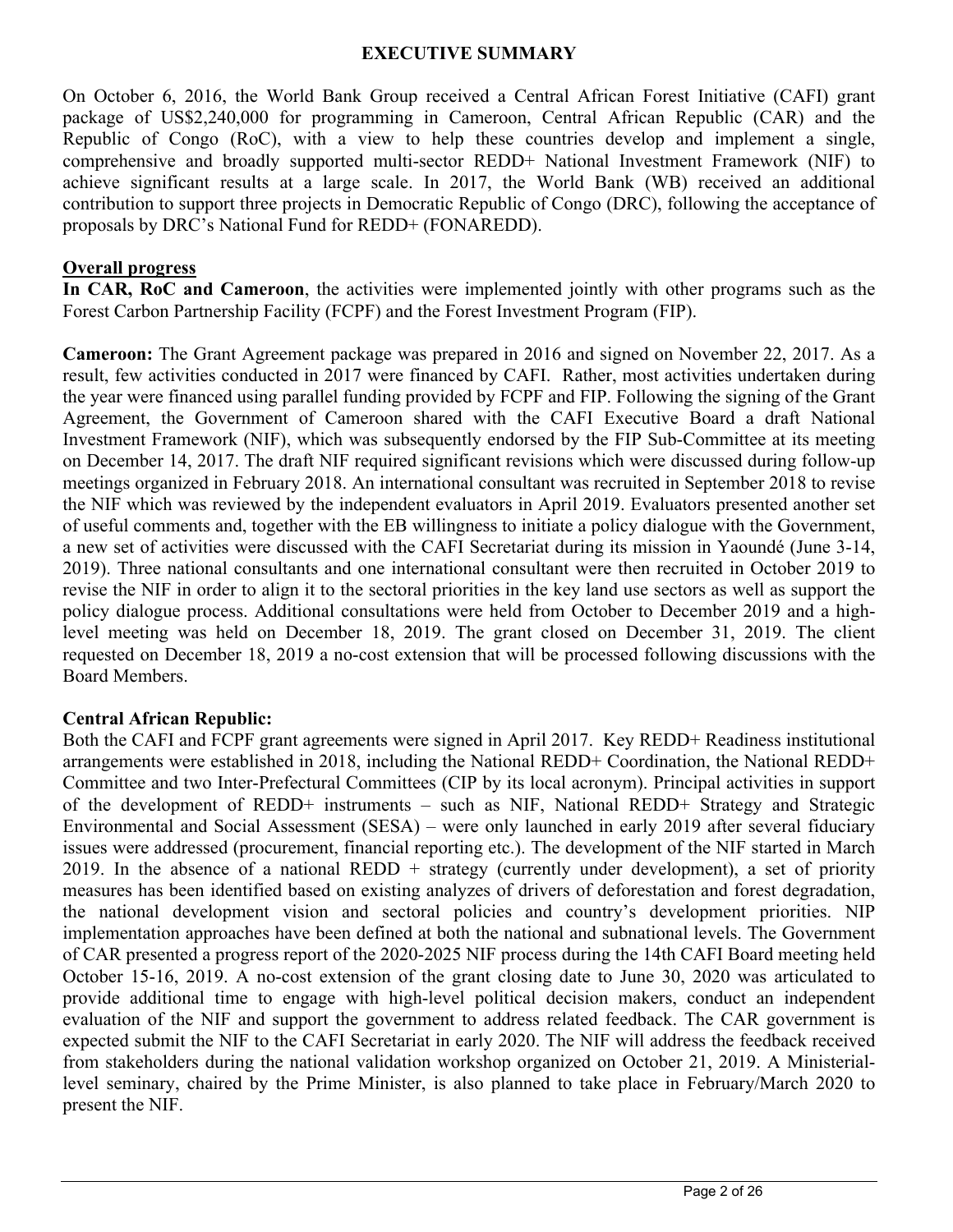# EXECUTIVE SUMMARY

On October 6, 2016, the World Bank Group received a Central African Forest Initiative (CAFI) grant package of US$2,240,000 for programming in Cameroon, Central African Republic (CAR) and the Republic of Congo (RoC), with a view to help these countries develop and implement a single, comprehensive and broadly supported multi-sector REDD+ National Investment Framework (NIF) to achieve significant results at a large scale. In 2017, the World Bank (WB) received an additional contribution to support three projects in Democratic Republic of Congo (DRC), following the acceptance of proposals by DRC's National Fund for REDD+ (FONAREDD).

## Overall progress

**In CAR, RoC and Cameroon**, the activities were implemented jointly with other programs such as the Forest Carbon Partnership Facility (FCPF) and the Forest Investment Program (FIP).

**Cameroon:** The Grant Agreement package was prepared in 2016 and signed on November 22, 2017. As a result, few activities conducted in 2017 were financed by CAFI. Rather, most activities undertaken during the year were financed using parallel funding provided by FCPF and FIP. Following the signing of the Grant Agreement, the Government of Cameroon shared with the CAFI Executive Board a draft National Investment Framework (NIF), which was subsequently endorsed by the FIP Sub-Committee at its meeting on December 14, 2017. The draft NIF required significant revisions which were discussed during follow-up meetings organized in February 2018. An international consultant was recruited in September 2018 to revise the NIF which was reviewed by the independent evaluators in April 2019. Evaluators presented another set of useful comments and, together with the EB willingness to initiate a policy dialogue with the Government, a new set of activities were discussed with the CAFI Secretariat during its mission in Yaoundé (June 3-14, 2019). Three national consultants and one international consultant were then recruited in October 2019 to revise the NIF in order to align it to the sectoral priorities in the key land use sectors as well as support the policy dialogue process. Additional consultations were held from October to December 2019 and a high-level meeting was held on December 18, 2019. The grant closed on December 31, 2019. The client requested on December 18, 2019 a no-cost extension that will be processed following discussions with the Board Members.

**Central African Republic:**

Both the CAFI and FCPF grant agreements were signed in April 2017. Key REDD+ Readiness institutional arrangements were established in 2018, including the National REDD+ Coordination, the National REDD+ Committee and two Inter-Prefectural Committees (CIP by its local acronym). Principal activities in support of the development of REDD+ instruments – such as NIF, National REDD+ Strategy and Strategic Environmental and Social Assessment (SESA) – were only launched in early 2019 after several fiduciary issues were addressed (procurement, financial reporting etc.). The development of the NIF started in March 2019. In the absence of a national REDD + strategy (currently under development), a set of priority measures has been identified based on existing analyzes of drivers of deforestation and forest degradation, the national development vision and sectoral policies and country's development priorities. NIP implementation approaches have been defined at both the national and subnational levels. The Government of CAR presented a progress report of the 2020-2025 NIF process during the 14th CAFI Board meeting held October 15-16, 2019. A no-cost extension of the grant closing date to June 30, 2020 was articulated to provide additional time to engage with high-level political decision makers, conduct an independent evaluation of the NIF and support the government to address related feedback. The CAR government is expected submit the NIF to the CAFI Secretariat in early 2020. The NIF will address the feedback received from stakeholders during the national validation workshop organized on October 21, 2019. A Ministerial-level seminary, chaired by the Prime Minister, is also planned to take place in February/March 2020 to present the NIF.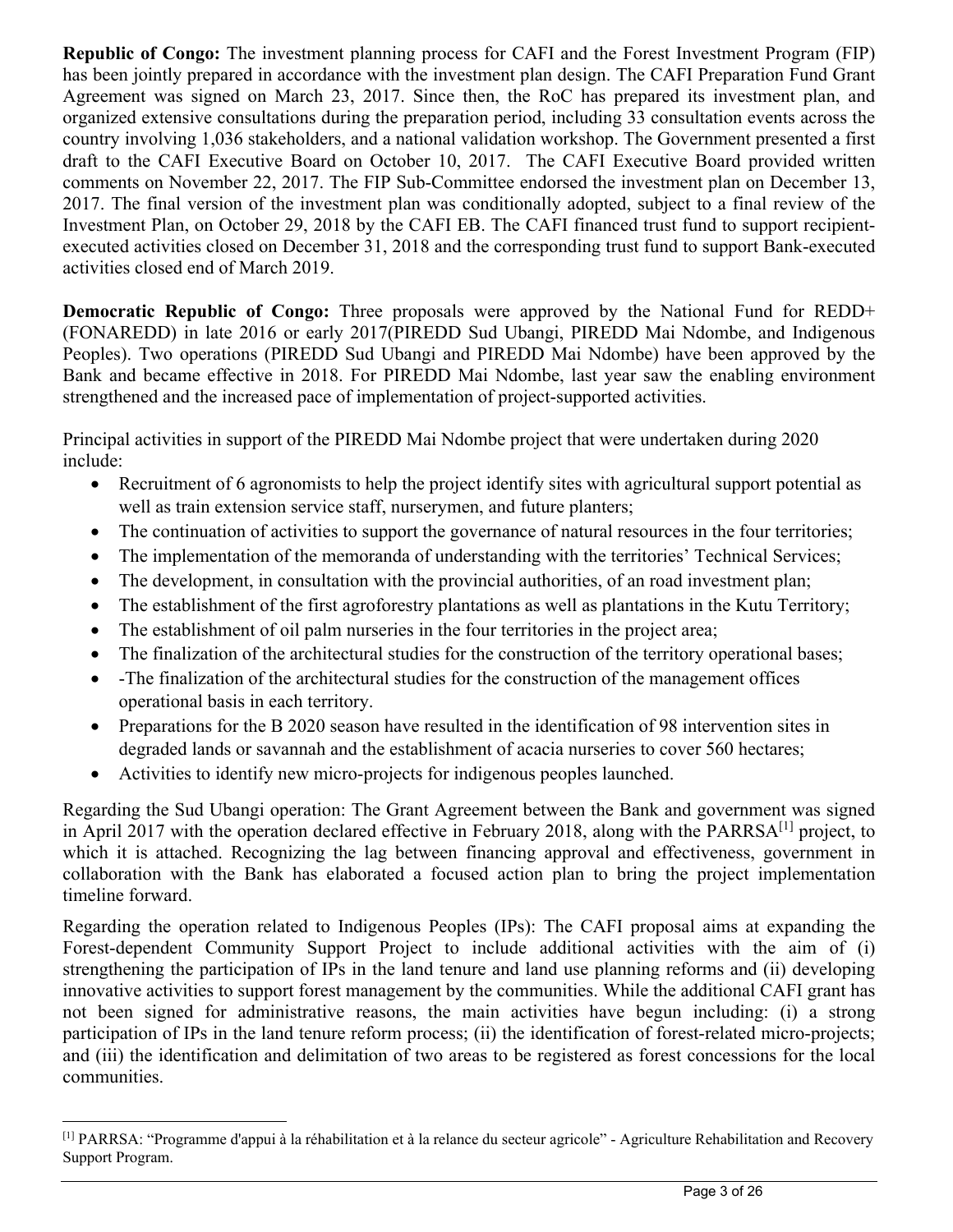**Republic of Congo:** The investment planning process for CAFI and the Forest Investment Program (FIP) has been jointly prepared in accordance with the investment plan design. The CAFI Preparation Fund Grant Agreement was signed on March 23, 2017. Since then, the RoC has prepared its investment plan, and organized extensive consultations during the preparation period, including 33 consultation events across the country involving 1,036 stakeholders, and a national validation workshop. The Government presented a first draft to the CAFI Executive Board on October 10, 2017. The CAFI Executive Board provided written comments on November 22, 2017. The FIP Sub-Committee endorsed the investment plan on December 13, 2017. The final version of the investment plan was conditionally adopted, subject to a final review of the Investment Plan, on October 29, 2018 by the CAFI EB. The CAFI financed trust fund to support recipient-executed activities closed on December 31, 2018 and the corresponding trust fund to support Bank-executed activities closed end of March 2019.

**Democratic Republic of Congo:** Three proposals were approved by the National Fund for REDD+ (FONAREDD) in late 2016 or early 2017(PIREDD Sud Ubangi, PIREDD Mai Ndombe, and Indigenous Peoples). Two operations (PIREDD Sud Ubangi and PIREDD Mai Ndombe) have been approved by the Bank and became effective in 2018. For PIREDD Mai Ndombe, last year saw the enabling environment strengthened and the increased pace of implementation of project-supported activities.

Principal activities in support of the PIREDD Mai Ndombe project that were undertaken during 2020 include:

- Recruitment of 6 agronomists to help the project identify sites with agricultural support potential as well as train extension service staff, nurserymen, and future planters;
- The continuation of activities to support the governance of natural resources in the four territories;
- The implementation of the memoranda of understanding with the territories' Technical Services;
- The development, in consultation with the provincial authorities, of an road investment plan;
- The establishment of the first agroforestry plantations as well as plantations in the Kutu Territory;
- The establishment of oil palm nurseries in the four territories in the project area;
- The finalization of the architectural studies for the construction of the territory operational bases;
- -The finalization of the architectural studies for the construction of the management offices operational basis in each territory.
- Preparations for the B 2020 season have resulted in the identification of 98 intervention sites in degraded lands or savannah and the establishment of acacia nurseries to cover 560 hectares;
- Activities to identify new micro-projects for indigenous peoples launched.

Regarding the Sud Ubangi operation: The Grant Agreement between the Bank and government was signed in April 2017 with the operation declared effective in February 2018, along with the PARRSA[1] project, to which it is attached. Recognizing the lag between financing approval and effectiveness, government in collaboration with the Bank has elaborated a focused action plan to bring the project implementation timeline forward.

Regarding the operation related to Indigenous Peoples (IPs): The CAFI proposal aims at expanding the Forest-dependent Community Support Project to include additional activities with the aim of (i) strengthening the participation of IPs in the land tenure and land use planning reforms and (ii) developing innovative activities to support forest management by the communities. While the additional CAFI grant has not been signed for administrative reasons, the main activities have begun including: (i) a strong participation of IPs in the land tenure reform process; (ii) the identification of forest-related micro-projects; and (iii) the identification and delimitation of two areas to be registered as forest concessions for the local communities.

[1] PARRSA: "Programme d'appui à la réhabilitation et à la relance du secteur agricole" - Agriculture Rehabilitation and Recovery Support Program.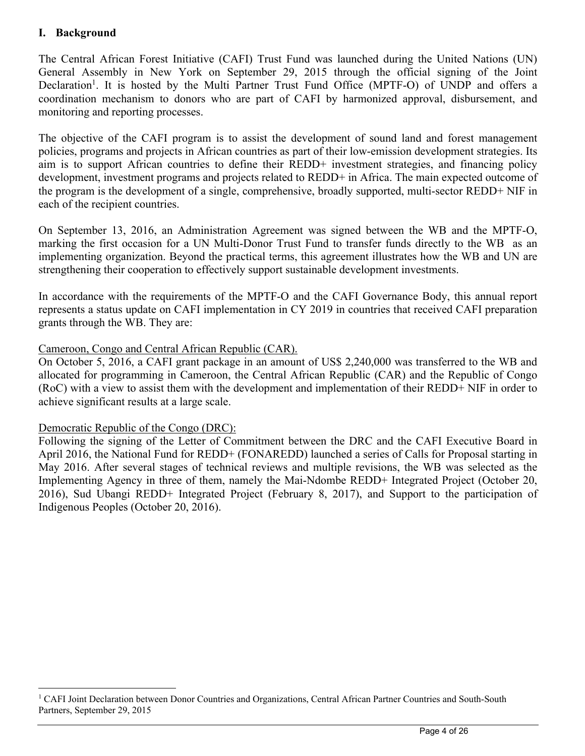## I. Background

The Central African Forest Initiative (CAFI) Trust Fund was launched during the United Nations (UN) General Assembly in New York on September 29, 2015 through the official signing of the Joint Declaration[1]. It is hosted by the Multi Partner Trust Fund Office (MPTF-O) of UNDP and offers a coordination mechanism to donors who are part of CAFI by harmonized approval, disbursement, and monitoring and reporting processes.

The objective of the CAFI program is to assist the development of sound land and forest management policies, programs and projects in African countries as part of their low-emission development strategies. Its aim is to support African countries to define their REDD+ investment strategies, and financing policy development, investment programs and projects related to REDD+ in Africa. The main expected outcome of the program is the development of a single, comprehensive, broadly supported, multi-sector REDD+ NIF in each of the recipient countries.

On September 13, 2016, an Administration Agreement was signed between the WB and the MPTF-O, marking the first occasion for a UN Multi-Donor Trust Fund to transfer funds directly to the WB as an implementing organization. Beyond the practical terms, this agreement illustrates how the WB and UN are strengthening their cooperation to effectively support sustainable development investments.

In accordance with the requirements of the MPTF-O and the CAFI Governance Body, this annual report represents a status update on CAFI implementation in CY 2019 in countries that received CAFI preparation grants through the WB. They are:

<u>Cameroon, Congo and Central African Republic (CAR).</u>
On October 5, 2016, a CAFI grant package in an amount of US$ 2,240,000 was transferred to the WB and allocated for programming in Cameroon, the Central African Republic (CAR) and the Republic of Congo (RoC) with a view to assist them with the development and implementation of their REDD+ NIF in order to achieve significant results at a large scale.

<u>Democratic Republic of the Congo (DRC):</u>
Following the signing of the Letter of Commitment between the DRC and the CAFI Executive Board in April 2016, the National Fund for REDD+ (FONAREDD) launched a series of Calls for Proposal starting in May 2016. After several stages of technical reviews and multiple revisions, the WB was selected as the Implementing Agency in three of them, namely the Mai-Ndombe REDD+ Integrated Project (October 20, 2016), Sud Ubangi REDD+ Integrated Project (February 8, 2017), and Support to the participation of Indigenous Peoples (October 20, 2016).

[1] CAFI Joint Declaration between Donor Countries and Organizations, Central African Partner Countries and South-South Partners, September 29, 2015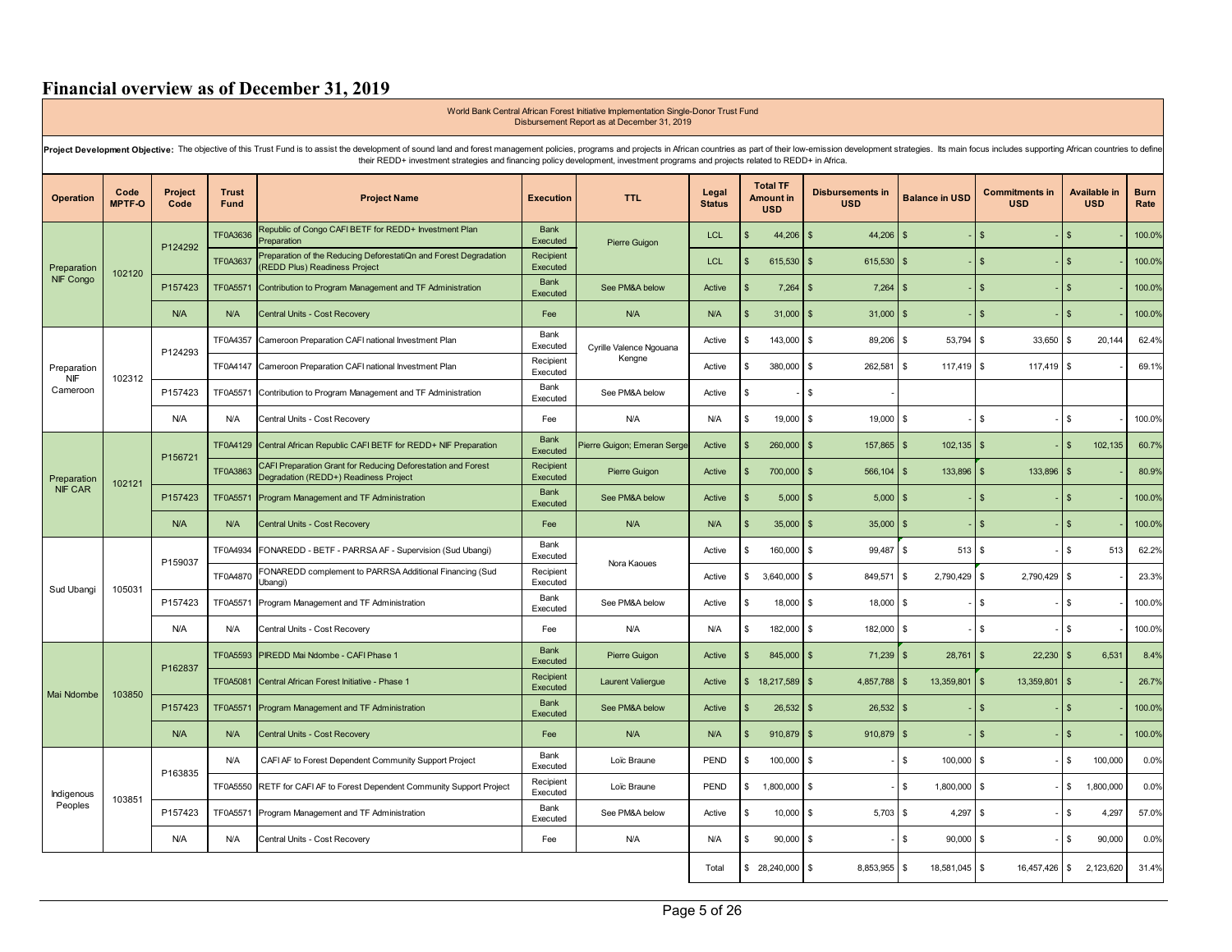# Financial overview as of December 31, 2019

World Bank Central African Forest Initiative Implementation Single-Donor Trust Fund
Disbursement Report as at December 31, 2019

**Project Development Objective:** The objective of this Trust Fund is to assist the development of sound land and forest management policies, programs and projects in African countries as part of their low-emission development strategies. Its main focus includes supporting African countries to define their REDD+ investment strategies and financing policy development, investment programs and projects related to REDD+ in Africa.

| Operation | Code MPTF-O | Project Code | Trust Fund | Project Name | Execution | TTL | Legal Status | Total TF Amount in USD | Disbursements in USD | Balance in USD | Commitments in USD | Available in USD | Burn Rate |
|---|---|---|---|---|---|---|---|---|---|---|---|---|---|
| Preparation NIF Congo | 102120 | P124292 | TF0A3636 | Republic of Congo CAFI BETF for REDD+ Investment Plan Preparation | Bank Executed | Pierre Guigon | LCL | $ 44,206 | $ 44,206 | $ - | $ - | $ - | 100.0% |
| | | | TF0A3637 | Preparation of the Reducing DeforestatiQn and Forest Degradation (REDD Plus) Readiness Project | Recipient Executed | | LCL | $ 615,530 | $ 615,530 | $ - | $ - | $ - | 100.0% |
| | | P157423 | TF0A5571 | Contribution to Program Management and TF Administration | Bank Executed | See PM&A below | Active | $ 7,264 | $ 7,264 | $ - | $ - | $ - | 100.0% |
| | | N/A | N/A | Central Units - Cost Recovery | Fee | N/A | N/A | $ 31,000 | $ 31,000 | $ - | $ - | $ - | 100.0% |
| Preparation NIF Cameroon | 102312 | P124293 | TF0A4357 | Cameroon Preparation CAFI national Investment Plan | Bank Executed | Cyrille Valence Ngouana Kengne | Active | $ 143,000 | $ 89,206 | $ 53,794 | $ 33,650 | $ 20,144 | 62.4% |
| | | | TF0A4147 | Cameroon Preparation CAFI national Investment Plan | Recipient Executed | | Active | $ 380,000 | $ 262,581 | $ 117,419 | $ 117,419 | $ - | 69.1% |
| | | P157423 | TF0A5571 | Contribution to Program Management and TF Administration | Bank Executed | See PM&A below | Active | $ - | $ - | | | | |
| | | N/A | N/A | Central Units - Cost Recovery | Fee | N/A | N/A | $ 19,000 | $ 19,000 | $ - | $ - | $ - | 100.0% |
| Preparation NIF CAR | 102121 | P156721 | TF0A4129 | Central African Republic CAFI BETF for REDD+ NIF Preparation | Bank Executed | Pierre Guigon; Emeran Serge | Active | $ 260,000 | $ 157,865 | $ 102,135 | $ - | $ 102,135 | 60.7% |
| | | | TF0A3863 | CAFI Preparation Grant for Reducing Deforestation and Forest Degradation (REDD+) Readiness Project | Recipient Executed | Pierre Guigon | Active | $ 700,000 | $ 566,104 | $ 133,896 | $ 133,896 | $ - | 80.9% |
| | | P157423 | TF0A5571 | Program Management and TF Administration | Bank Executed | See PM&A below | Active | $ 5,000 | $ 5,000 | $ - | $ - | $ - | 100.0% |
| | | N/A | N/A | Central Units - Cost Recovery | Fee | N/A | N/A | $ 35,000 | $ 35,000 | $ - | $ - | $ - | 100.0% |
| Sud Ubangi | 105031 | P159037 | TF0A4934 | FONAREDD - BETF - PARRSA AF - Supervision (Sud Ubangi) | Bank Executed | Nora Kaoues | Active | $ 160,000 | $ 99,487 | $ 513 | $ - | $ 513 | 62.2% |
| | | | TF0A4870 | FONAREDD complement to PARRSA Additional Financing (Sud Ubangi) | Recipient Executed | | Active | $ 3,640,000 | $ 849,571 | $ 2,790,429 | $ 2,790,429 | $ - | 23.3% |
| | | P157423 | TF0A5571 | Program Management and TF Administration | Bank Executed | See PM&A below | Active | $ 18,000 | $ 18,000 | $ - | $ - | $ - | 100.0% |
| | | N/A | N/A | Central Units - Cost Recovery | Fee | N/A | N/A | $ 182,000 | $ 182,000 | $ - | $ - | $ - | 100.0% |
| Mai Ndombe | 103850 | P162837 | TF0A5593 | PIREDD Mai Ndombe - CAFI Phase 1 | Bank Executed | Pierre Guigon | Active | $ 845,000 | $ 71,239 | $ 28,761 | $ 22,230 | $ 6,531 | 8.4% |
| | | | TF0A5081 | Central African Forest Initiative - Phase 1 | Recipient Executed | Laurent Valiergue | Active | $ 18,217,589 | $ 4,857,788 | $ 13,359,801 | $ 13,359,801 | $ - | 26.7% |
| | | P157423 | TF0A5571 | Program Management and TF Administration | Bank Executed | See PM&A below | Active | $ 26,532 | $ 26,532 | $ - | $ - | $ - | 100.0% |
| | | N/A | N/A | Central Units - Cost Recovery | Fee | N/A | N/A | $ 910,879 | $ 910,879 | $ - | $ - | $ - | 100.0% |
| Indigenous Peoples | 103851 | P163835 | N/A | CAFI AF to Forest Dependent Community Support Project | Bank Executed | Loïc Braune | PEND | $ 100,000 | $ - | $ 100,000 | $ - | $ 100,000 | 0.0% |
| | | | TF0A5550 | RETF for CAFI AF to Forest Dependent Community Support Project | Recipient Executed | Loïc Braune | PEND | $ 1,800,000 | $ - | $ 1,800,000 | $ - | $ 1,800,000 | 0.0% |
| | | P157423 | TF0A5571 | Program Management and TF Administration | Bank Executed | See PM&A below | Active | $ 10,000 | $ 5,703 | $ 4,297 | $ - | $ 4,297 | 57.0% |
| | | N/A | N/A | Central Units - Cost Recovery | Fee | N/A | N/A | $ 90,000 | $ - | $ 90,000 | $ - | $ 90,000 | 0.0% |
| | | | | | | | Total | $ 28,240,000 | $ 8,853,955 | $ 18,581,045 | $ 16,457,426 | $ 2,123,620 | 31.4% |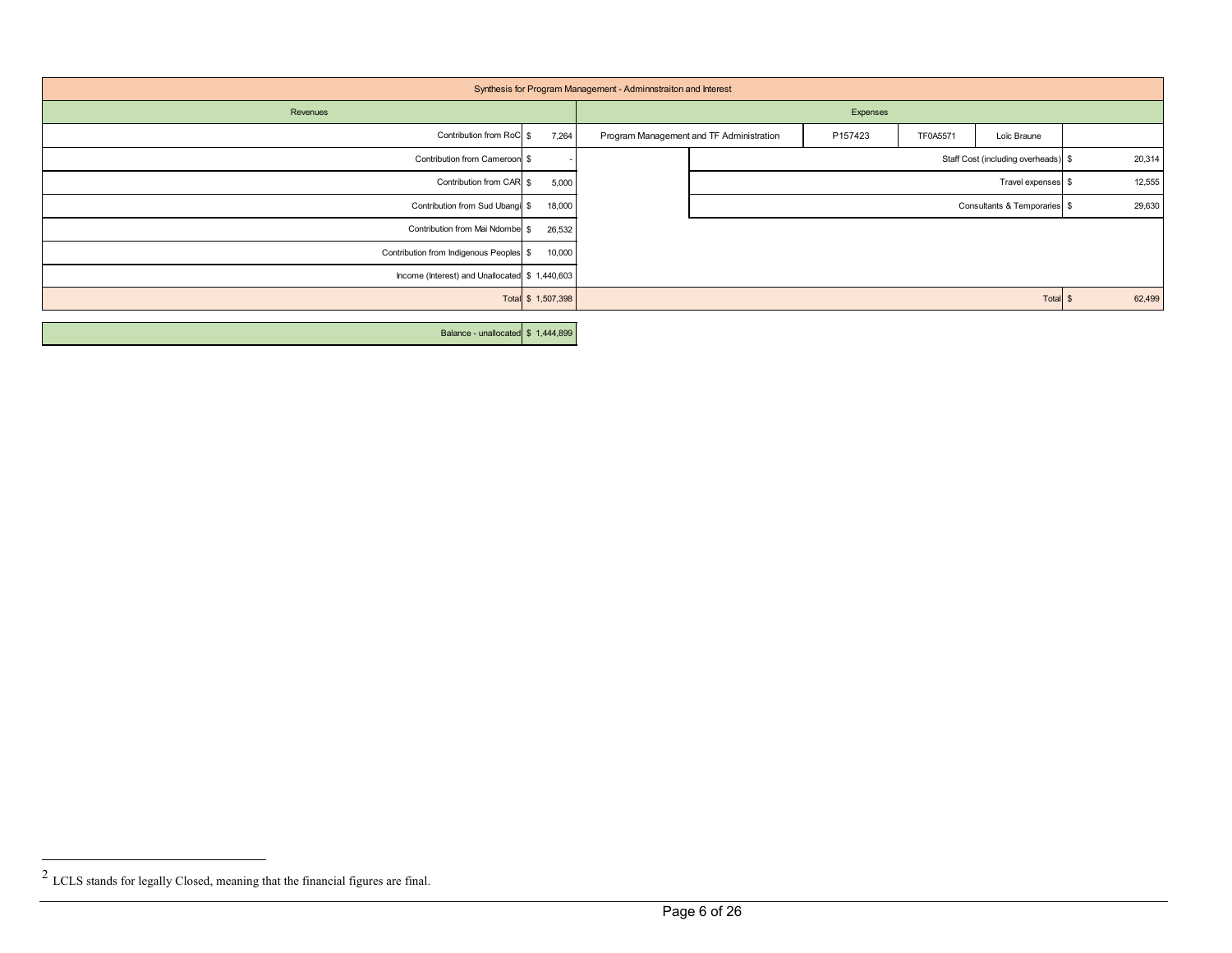| Synthesis for Program Management - Adminnstraiton and Interest | | | | | | |
|---|---|---|---|---|---|---|
| Revenues | | Expenses | | | | |
| Contribution from RoC | $ 7,264 | Program Management and TF Administration | P157423 | TF0A5571 | Loïc Braune | |
| Contribution from Cameroon | $ - | | | | Staff Cost (including overheads) | $ 20,314 |
| Contribution from CAR | $ 5,000 | | | | Travel expenses | $ 12,555 |
| Contribution from Sud Ubangi | $ 18,000 | | | | Consultants & Temporaries | $ 29,630 |
| Contribution from Mai Ndombe | $ 26,532 | | | | | |
| Contribution from Indigenous Peoples | $ 10,000 | | | | | |
| Income (Interest) and Unallocated | $ 1,440,603 | | | | | |
| Total | $ 1,507,398 | | | | Total | $ 62,499 |

| Balance - unallocated | $ 1,444,899 |
|---|---|

2 LCLS stands for legally Closed, meaning that the financial figures are final.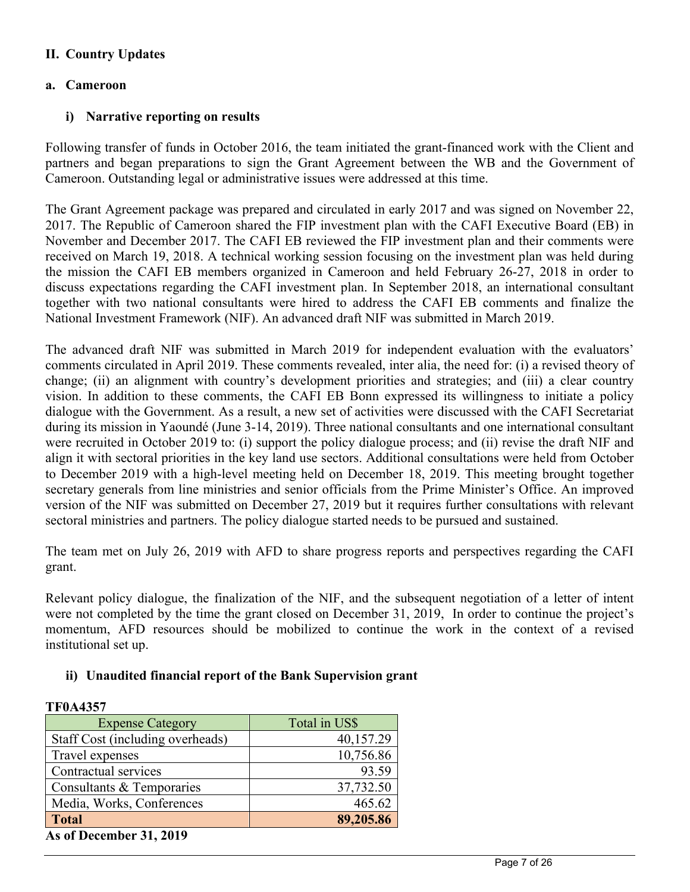## II. Country Updates

### a. Cameroon

#### i) Narrative reporting on results

Following transfer of funds in October 2016, the team initiated the grant-financed work with the Client and partners and began preparations to sign the Grant Agreement between the WB and the Government of Cameroon. Outstanding legal or administrative issues were addressed at this time.

The Grant Agreement package was prepared and circulated in early 2017 and was signed on November 22, 2017. The Republic of Cameroon shared the FIP investment plan with the CAFI Executive Board (EB) in November and December 2017. The CAFI EB reviewed the FIP investment plan and their comments were received on March 19, 2018. A technical working session focusing on the investment plan was held during the mission the CAFI EB members organized in Cameroon and held February 26-27, 2018 in order to discuss expectations regarding the CAFI investment plan. In September 2018, an international consultant together with two national consultants were hired to address the CAFI EB comments and finalize the National Investment Framework (NIF). An advanced draft NIF was submitted in March 2019.

The advanced draft NIF was submitted in March 2019 for independent evaluation with the evaluators' comments circulated in April 2019. These comments revealed, inter alia, the need for: (i) a revised theory of change; (ii) an alignment with country's development priorities and strategies; and (iii) a clear country vision. In addition to these comments, the CAFI EB Bonn expressed its willingness to initiate a policy dialogue with the Government. As a result, a new set of activities were discussed with the CAFI Secretariat during its mission in Yaoundé (June 3-14, 2019). Three national consultants and one international consultant were recruited in October 2019 to: (i) support the policy dialogue process; and (ii) revise the draft NIF and align it with sectoral priorities in the key land use sectors. Additional consultations were held from October to December 2019 with a high-level meeting held on December 18, 2019. This meeting brought together secretary generals from line ministries and senior officials from the Prime Minister's Office. An improved version of the NIF was submitted on December 27, 2019 but it requires further consultations with relevant sectoral ministries and partners. The policy dialogue started needs to be pursued and sustained.

The team met on July 26, 2019 with AFD to share progress reports and perspectives regarding the CAFI grant.

Relevant policy dialogue, the finalization of the NIF, and the subsequent negotiation of a letter of intent were not completed by the time the grant closed on December 31, 2019, In order to continue the project's momentum, AFD resources should be mobilized to continue the work in the context of a revised institutional set up.

#### ii) Unaudited financial report of the Bank Supervision grant

**TF0A4357**

| Expense Category | Total in US$ |
|---|---|
| Staff Cost (including overheads) | 40,157.29 |
| Travel expenses | 10,756.86 |
| Contractual services | 93.59 |
| Consultants & Temporaries | 37,732.50 |
| Media, Works, Conferences | 465.62 |
| **Total** | **89,205.86** |

**As of December 31, 2019**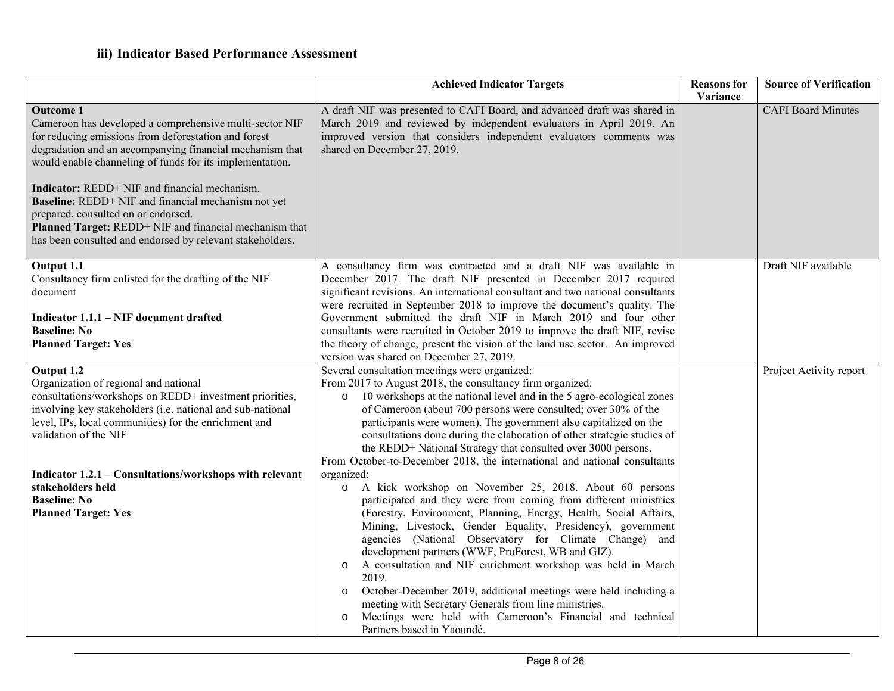### iii) Indicator Based Performance Assessment

| | Achieved Indicator Targets | Reasons for Variance | Source of Verification |
|---|---|---|---|
| **Outcome 1**<br>Cameroon has developed a comprehensive multi-sector NIF for reducing emissions from deforestation and forest degradation and an accompanying financial mechanism that would enable channeling of funds for its implementation.<br><br>**Indicator:** REDD+ NIF and financial mechanism.<br>**Baseline:** REDD+ NIF and financial mechanism not yet prepared, consulted on or endorsed.<br>**Planned Target:** REDD+ NIF and financial mechanism that has been consulted and endorsed by relevant stakeholders. | A draft NIF was presented to CAFI Board, and advanced draft was shared in March 2019 and reviewed by independent evaluators in April 2019. An improved version that considers independent evaluators comments was shared on December 27, 2019. | | CAFI Board Minutes |
| **Output 1.1**<br>Consultancy firm enlisted for the drafting of the NIF document<br><br>**Indicator 1.1.1 – NIF document drafted**<br>**Baseline: No**<br>**Planned Target: Yes** | A consultancy firm was contracted and a draft NIF was available in December 2017. The draft NIF presented in December 2017 required significant revisions. An international consultant and two national consultants were recruited in September 2018 to improve the document's quality. The Government submitted the draft NIF in March 2019 and four other consultants were recruited in October 2019 to improve the draft NIF, revise the theory of change, present the vision of the land use sector. An improved version was shared on December 27, 2019. | | Draft NIF available |
| **Output 1.2**<br>Organization of regional and national consultations/workshops on REDD+ investment priorities, involving key stakeholders (i.e. national and sub-national level, IPs, local communities) for the enrichment and validation of the NIF<br><br>**Indicator 1.2.1 – Consultations/workshops with relevant stakeholders held**<br>**Baseline: No**<br>**Planned Target: Yes** | Several consultation meetings were organized:<br>From 2017 to August 2018, the consultancy firm organized:<br>o 10 workshops at the national level and in the 5 agro-ecological zones of Cameroon (about 700 persons were consulted; over 30% of the participants were women). The government also capitalized on the consultations done during the elaboration of other strategic studies of the REDD+ National Strategy that consulted over 3000 persons.<br>From October-to-December 2018, the international and national consultants organized:<br>o A kick workshop on November 25, 2018. About 60 persons participated and they were from coming from different ministries (Forestry, Environment, Planning, Energy, Health, Social Affairs, Mining, Livestock, Gender Equality, Presidency), government agencies (National Observatory for Climate Change) and development partners (WWF, ProForest, WB and GIZ).<br>o A consultation and NIF enrichment workshop was held in March 2019.<br>o October-December 2019, additional meetings were held including a meeting with Secretary Generals from line ministries.<br>o Meetings were held with Cameroon's Financial and technical Partners based in Yaoundé. | | Project Activity report |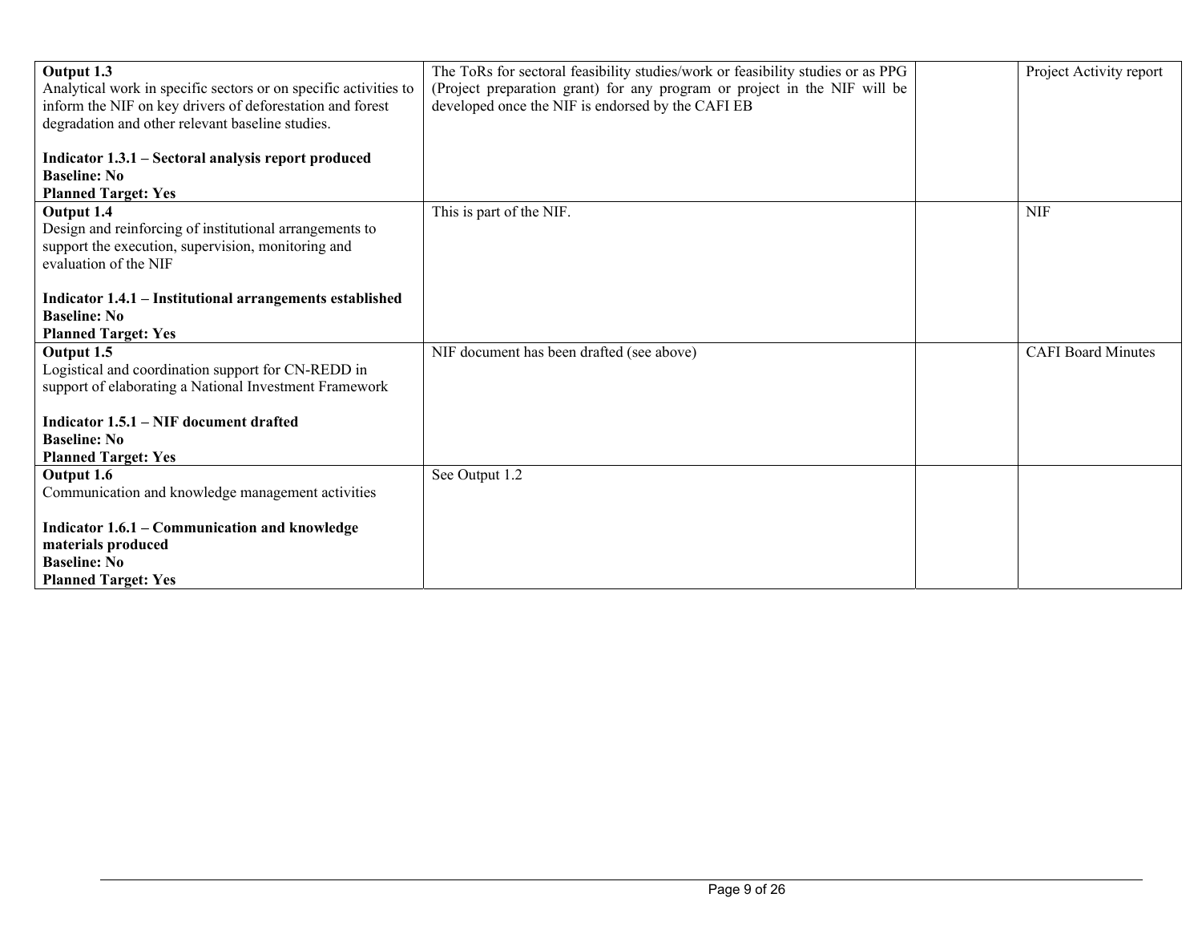| | | | |
|---|---|---|---|
| **Output 1.3**<br>Analytical work in specific sectors or on specific activities to inform the NIF on key drivers of deforestation and forest degradation and other relevant baseline studies.<br><br>**Indicator 1.3.1 – Sectoral analysis report produced**<br>**Baseline: No**<br>**Planned Target: Yes** | The ToRs for sectoral feasibility studies/work or feasibility studies or as PPG (Project preparation grant) for any program or project in the NIF will be developed once the NIF is endorsed by the CAFI EB | | Project Activity report |
| **Output 1.4**<br>Design and reinforcing of institutional arrangements to support the execution, supervision, monitoring and evaluation of the NIF<br><br>**Indicator 1.4.1 – Institutional arrangements established**<br>**Baseline: No**<br>**Planned Target: Yes** | This is part of the NIF. | | NIF |
| **Output 1.5**<br>Logistical and coordination support for CN-REDD in support of elaborating a National Investment Framework<br><br>**Indicator 1.5.1 – NIF document drafted**<br>**Baseline: No**<br>**Planned Target: Yes** | NIF document has been drafted (see above) | | CAFI Board Minutes |
| **Output 1.6**<br>Communication and knowledge management activities<br><br>**Indicator 1.6.1 – Communication and knowledge materials produced**<br>**Baseline: No**<br>**Planned Target: Yes** | See Output 1.2 | | |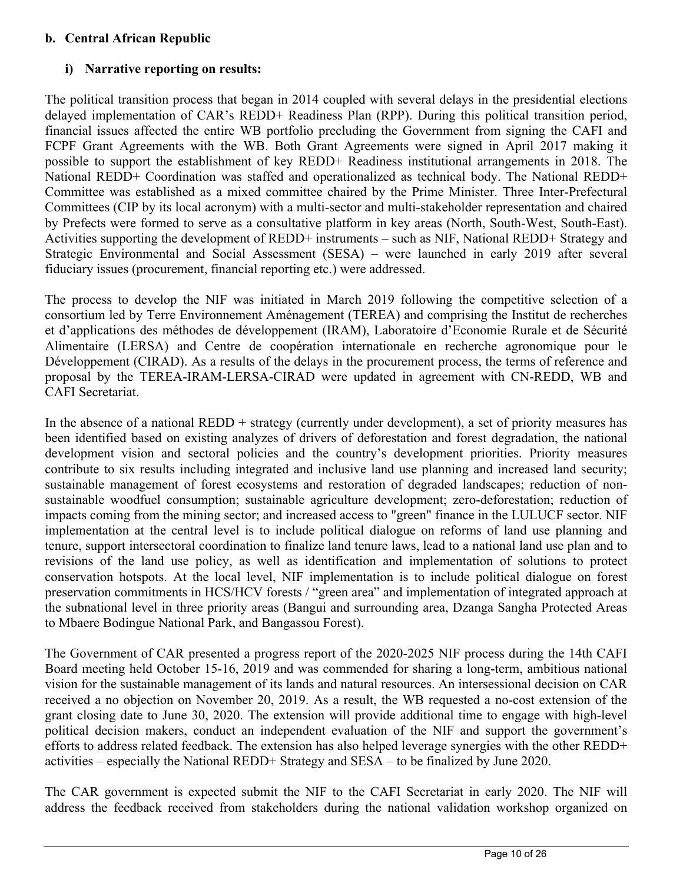### b. Central African Republic

#### i) Narrative reporting on results:

The political transition process that began in 2014 coupled with several delays in the presidential elections delayed implementation of CAR's REDD+ Readiness Plan (RPP). During this political transition period, financial issues affected the entire WB portfolio precluding the Government from signing the CAFI and FCPF Grant Agreements with the WB. Both Grant Agreements were signed in April 2017 making it possible to support the establishment of key REDD+ Readiness institutional arrangements in 2018. The National REDD+ Coordination was staffed and operationalized as technical body. The National REDD+ Committee was established as a mixed committee chaired by the Prime Minister. Three Inter-Prefectural Committees (CIP by its local acronym) with a multi-sector and multi-stakeholder representation and chaired by Prefects were formed to serve as a consultative platform in key areas (North, South-West, South-East). Activities supporting the development of REDD+ instruments – such as NIF, National REDD+ Strategy and Strategic Environmental and Social Assessment (SESA) – were launched in early 2019 after several fiduciary issues (procurement, financial reporting etc.) were addressed.

The process to develop the NIF was initiated in March 2019 following the competitive selection of a consortium led by Terre Environnement Aménagement (TEREA) and comprising the Institut de recherches et d'applications des méthodes de développement (IRAM), Laboratoire d'Economie Rurale et de Sécurité Alimentaire (LERSA) and Centre de coopération internationale en recherche agronomique pour le Développement (CIRAD). As a results of the delays in the procurement process, the terms of reference and proposal by the TEREA-IRAM-LERSA-CIRAD were updated in agreement with CN-REDD, WB and CAFI Secretariat.

In the absence of a national REDD + strategy (currently under development), a set of priority measures has been identified based on existing analyzes of drivers of deforestation and forest degradation, the national development vision and sectoral policies and the country's development priorities. Priority measures contribute to six results including integrated and inclusive land use planning and increased land security; sustainable management of forest ecosystems and restoration of degraded landscapes; reduction of non-sustainable woodfuel consumption; sustainable agriculture development; zero-deforestation; reduction of impacts coming from the mining sector; and increased access to "green" finance in the LULUCF sector. NIF implementation at the central level is to include political dialogue on reforms of land use planning and tenure, support intersectoral coordination to finalize land tenure laws, lead to a national land use plan and to revisions of the land use policy, as well as identification and implementation of solutions to protect conservation hotspots. At the local level, NIF implementation is to include political dialogue on forest preservation commitments in HCS/HCV forests / "green area" and implementation of integrated approach at the subnational level in three priority areas (Bangui and surrounding area, Dzanga Sangha Protected Areas to Mbaere Bodingue National Park, and Bangassou Forest).

The Government of CAR presented a progress report of the 2020-2025 NIF process during the 14th CAFI Board meeting held October 15-16, 2019 and was commended for sharing a long-term, ambitious national vision for the sustainable management of its lands and natural resources. An intersessional decision on CAR received a no objection on November 20, 2019. As a result, the WB requested a no-cost extension of the grant closing date to June 30, 2020. The extension will provide additional time to engage with high-level political decision makers, conduct an independent evaluation of the NIF and support the government's efforts to address related feedback. The extension has also helped leverage synergies with the other REDD+ activities – especially the National REDD+ Strategy and SESA – to be finalized by June 2020.

The CAR government is expected submit the NIF to the CAFI Secretariat in early 2020. The NIF will address the feedback received from stakeholders during the national validation workshop organized on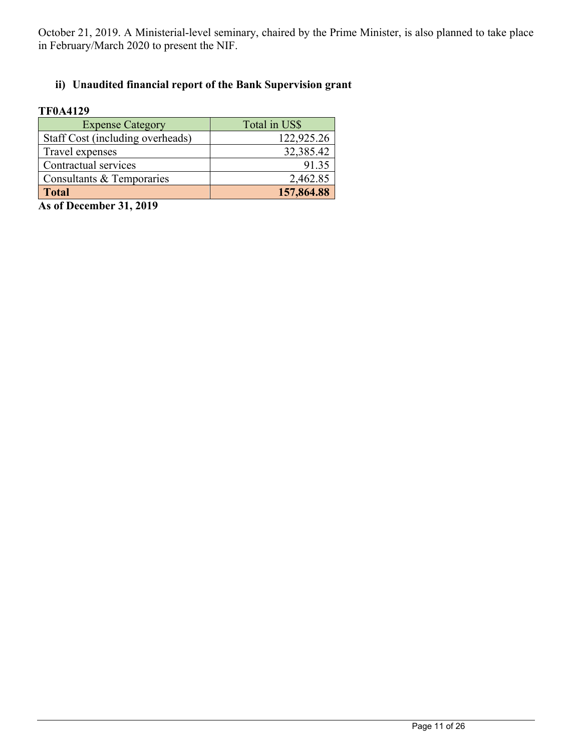October 21, 2019. A Ministerial-level seminary, chaired by the Prime Minister, is also planned to take place in February/March 2020 to present the NIF.

### ii) Unaudited financial report of the Bank Supervision grant

**TF0A4129**

| Expense Category | Total in US$ |
|---|---|
| Staff Cost (including overheads) | 122,925.26 |
| Travel expenses | 32,385.42 |
| Contractual services | 91.35 |
| Consultants & Temporaries | 2,462.85 |
| **Total** | **157,864.88** |

**As of December 31, 2019**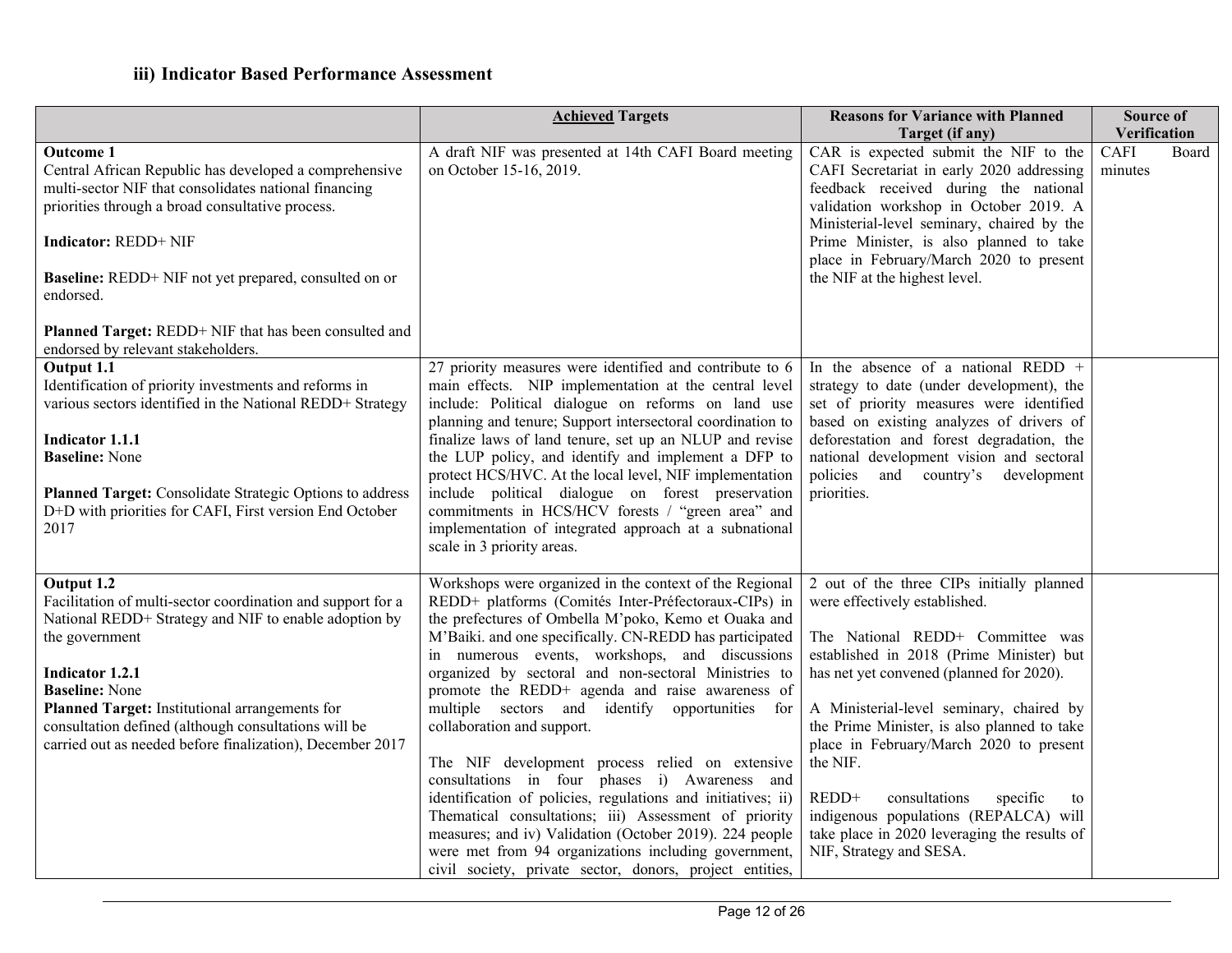### iii) Indicator Based Performance Assessment

| | **Achieved Targets** | **Reasons for Variance with Planned Target (if any)** | **Source of Verification** |
|---|---|---|---|
| **Outcome 1**<br>Central African Republic has developed a comprehensive multi-sector NIF that consolidates national financing priorities through a broad consultative process.<br><br>**Indicator:** REDD+ NIF<br><br>**Baseline:** REDD+ NIF not yet prepared, consulted on or endorsed.<br><br>**Planned Target:** REDD+ NIF that has been consulted and endorsed by relevant stakeholders. | A draft NIF was presented at 14th CAFI Board meeting on October 15-16, 2019. | CAR is expected submit the NIF to the CAFI Secretariat in early 2020 addressing feedback received during the national validation workshop in October 2019. A Ministerial-level seminary, chaired by the Prime Minister, is also planned to take place in February/March 2020 to present the NIF at the highest level. | CAFI Board minutes |
| **Output 1.1**<br>Identification of priority investments and reforms in various sectors identified in the National REDD+ Strategy<br><br>**Indicator 1.1.1**<br>**Baseline:** None<br><br>**Planned Target:** Consolidate Strategic Options to address D+D with priorities for CAFI, First version End October 2017 | 27 priority measures were identified and contribute to 6 main effects. NIP implementation at the central level include: Political dialogue on reforms on land use planning and tenure; Support intersectoral coordination to finalize laws of land tenure, set up an NLUP and revise the LUP policy, and identify and implement a DFP to protect HCS/HVC. At the local level, NIF implementation include political dialogue on forest preservation commitments in HCS/HCV forests / "green area" and implementation of integrated approach at a subnational scale in 3 priority areas. | In the absence of a national REDD + strategy to date (under development), the set of priority measures were identified based on existing analyzes of drivers of deforestation and forest degradation, the national development vision and sectoral policies and country's development priorities. | |
| **Output 1.2**<br>Facilitation of multi-sector coordination and support for a National REDD+ Strategy and NIF to enable adoption by the government<br><br>**Indicator 1.2.1**<br>**Baseline:** None<br>**Planned Target:** Institutional arrangements for consultation defined (although consultations will be carried out as needed before finalization), December 2017 | Workshops were organized in the context of the Regional REDD+ platforms (Comités Inter-Préfectoraux-CIPs) in the prefectures of Ombella M'poko, Kemo et Ouaka and M'Baiki. and one specifically. CN-REDD has participated in numerous events, workshops, and discussions organized by sectoral and non-sectoral Ministries to promote the REDD+ agenda and raise awareness of multiple sectors and identify opportunities for collaboration and support.<br><br>The NIF development process relied on extensive consultations in four phases i) Awareness and identification of policies, regulations and initiatives; ii) Thematical consultations; iii) Assessment of priority measures; and iv) Validation (October 2019). 224 people were met from 94 organizations including government, civil society, private sector, donors, project entities, | 2 out of the three CIPs initially planned were effectively established.<br><br>The National REDD+ Committee was established in 2018 (Prime Minister) but has net yet convened (planned for 2020).<br><br>A Ministerial-level seminary, chaired by the Prime Minister, is also planned to take place in February/March 2020 to present the NIF.<br><br>REDD+ consultations specific to indigenous populations (REPALCA) will take place in 2020 leveraging the results of NIF, Strategy and SESA. | |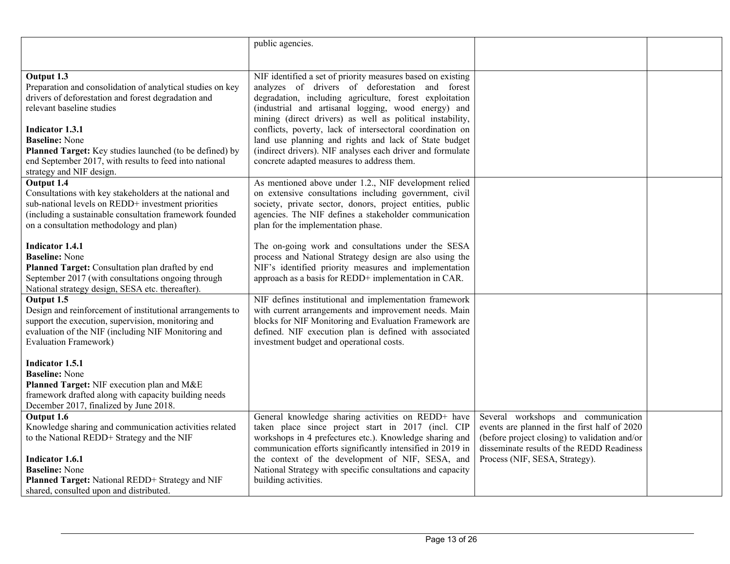| | | | |
|---|---|---|---|
| | public agencies. | | |
| **Output 1.3**<br>Preparation and consolidation of analytical studies on key drivers of deforestation and forest degradation and relevant baseline studies<br><br>**Indicator 1.3.1**<br>**Baseline:** None<br>**Planned Target:** Key studies launched (to be defined) by end September 2017, with results to feed into national strategy and NIF design. | NIF identified a set of priority measures based on existing analyzes of drivers of deforestation and forest degradation, including agriculture, forest exploitation (industrial and artisanal logging, wood energy) and mining (direct drivers) as well as political instability, conflicts, poverty, lack of intersectoral coordination on land use planning and rights and lack of State budget (indirect drivers). NIF analyses each driver and formulate concrete adapted measures to address them. | | |
| **Output 1.4**<br>Consultations with key stakeholders at the national and sub-national levels on REDD+ investment priorities (including a sustainable consultation framework founded on a consultation methodology and plan)<br><br>**Indicator 1.4.1**<br>**Baseline:** None<br>**Planned Target:** Consultation plan drafted by end September 2017 (with consultations ongoing through National strategy design, SESA etc. thereafter). | As mentioned above under 1.2., NIF development relied on extensive consultations including government, civil society, private sector, donors, project entities, public agencies. The NIF defines a stakeholder communication plan for the implementation phase.<br><br>The on-going work and consultations under the SESA process and National Strategy design are also using the NIF's identified priority measures and implementation approach as a basis for REDD+ implementation in CAR. | | |
| **Output 1.5**<br>Design and reinforcement of institutional arrangements to support the execution, supervision, monitoring and evaluation of the NIF (including NIF Monitoring and Evaluation Framework)<br><br>**Indicator 1.5.1**<br>**Baseline:** None<br>**Planned Target:** NIF execution plan and M&E framework drafted along with capacity building needs December 2017, finalized by June 2018. | NIF defines institutional and implementation framework with current arrangements and improvement needs. Main blocks for NIF Monitoring and Evaluation Framework are defined. NIF execution plan is defined with associated investment budget and operational costs. | | |
| **Output 1.6**<br>Knowledge sharing and communication activities related to the National REDD+ Strategy and the NIF<br><br>**Indicator 1.6.1**<br>**Baseline:** None<br>**Planned Target:** National REDD+ Strategy and NIF shared, consulted upon and distributed. | General knowledge sharing activities on REDD+ have taken place since project start in 2017 (incl. CIP workshops in 4 prefectures etc.). Knowledge sharing and communication efforts significantly intensified in 2019 in the context of the development of NIF, SESA, and National Strategy with specific consultations and capacity building activities. | Several workshops and communication events are planned in the first half of 2020 (before project closing) to validation and/or disseminate results of the REDD Readiness Process (NIF, SESA, Strategy). | |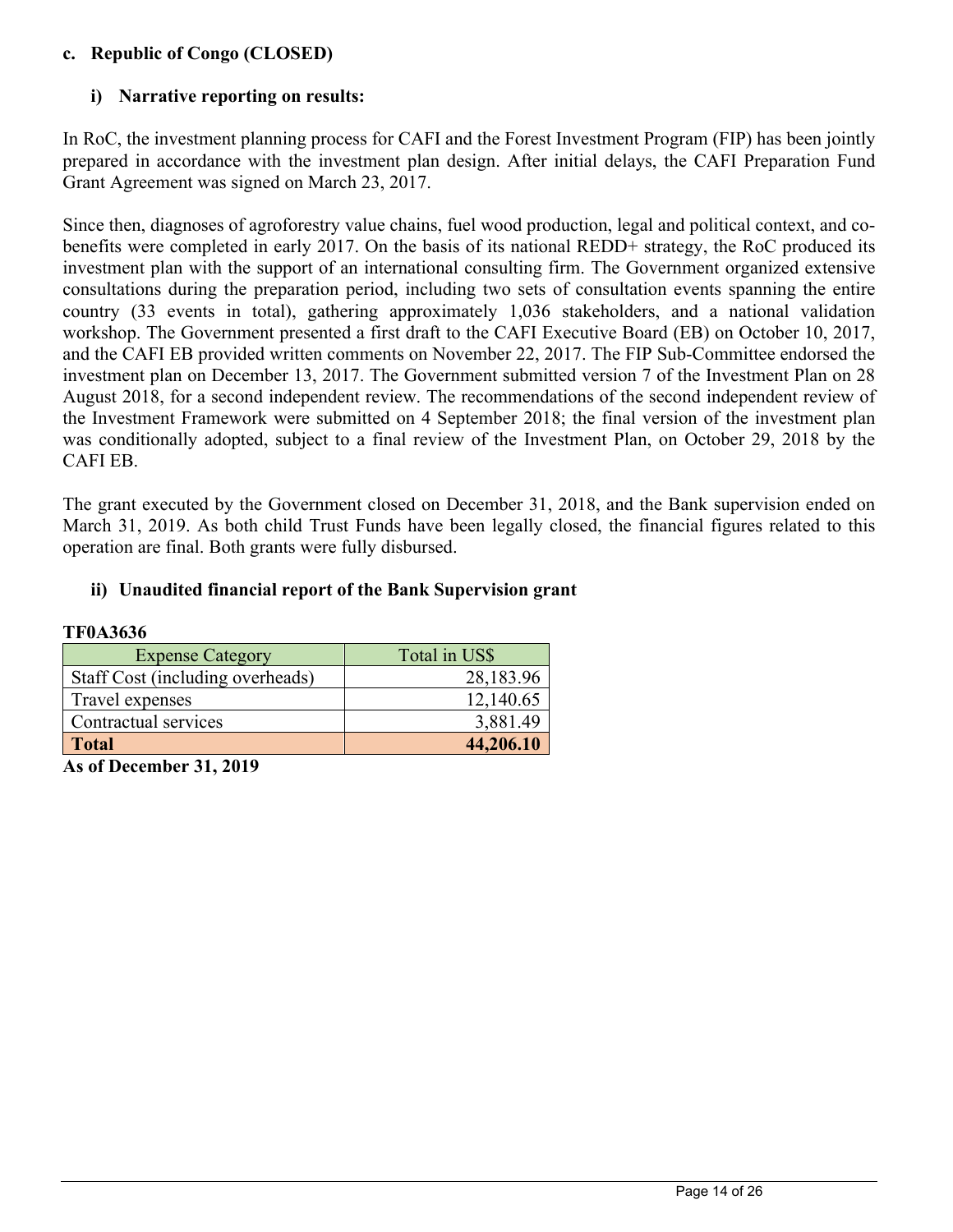### c. Republic of Congo (CLOSED)

#### i) Narrative reporting on results:

In RoC, the investment planning process for CAFI and the Forest Investment Program (FIP) has been jointly prepared in accordance with the investment plan design. After initial delays, the CAFI Preparation Fund Grant Agreement was signed on March 23, 2017.

Since then, diagnoses of agroforestry value chains, fuel wood production, legal and political context, and co-benefits were completed in early 2017. On the basis of its national REDD+ strategy, the RoC produced its investment plan with the support of an international consulting firm. The Government organized extensive consultations during the preparation period, including two sets of consultation events spanning the entire country (33 events in total), gathering approximately 1,036 stakeholders, and a national validation workshop. The Government presented a first draft to the CAFI Executive Board (EB) on October 10, 2017, and the CAFI EB provided written comments on November 22, 2017. The FIP Sub-Committee endorsed the investment plan on December 13, 2017. The Government submitted version 7 of the Investment Plan on 28 August 2018, for a second independent review. The recommendations of the second independent review of the Investment Framework were submitted on 4 September 2018; the final version of the investment plan was conditionally adopted, subject to a final review of the Investment Plan, on October 29, 2018 by the CAFI EB.

The grant executed by the Government closed on December 31, 2018, and the Bank supervision ended on March 31, 2019. As both child Trust Funds have been legally closed, the financial figures related to this operation are final. Both grants were fully disbursed.

#### ii) Unaudited financial report of the Bank Supervision grant

**TF0A3636**

| Expense Category | Total in US$ |
|---|---:|
| Staff Cost (including overheads) | 28,183.96 |
| Travel expenses | 12,140.65 |
| Contractual services | 3,881.49 |
| **Total** | **44,206.10** |

**As of December 31, 2019**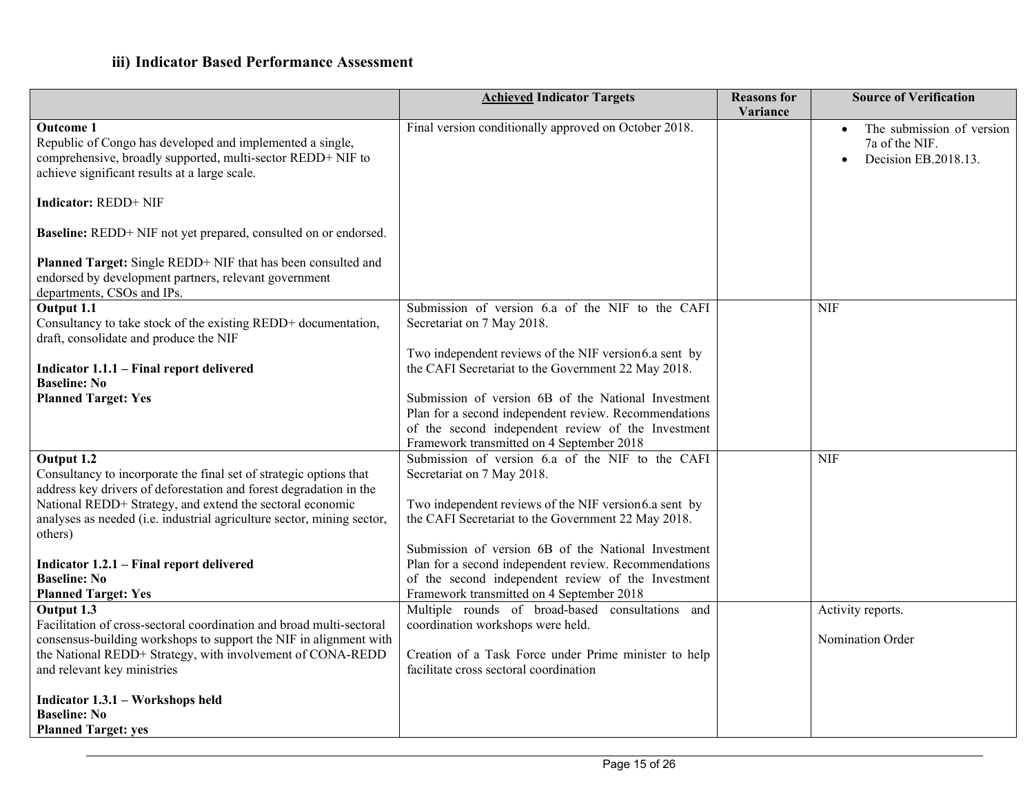### iii) Indicator Based Performance Assessment

| | **<u>Achieved</u> Indicator Targets** | **Reasons for Variance** | **Source of Verification** |
|---|---|---|---|
| **Outcome 1**<br>Republic of Congo has developed and implemented a single, comprehensive, broadly supported, multi-sector REDD+ NIF to achieve significant results at a large scale.<br><br>**Indicator:** REDD+ NIF<br><br>**Baseline:** REDD+ NIF not yet prepared, consulted on or endorsed.<br><br>**Planned Target:** Single REDD+ NIF that has been consulted and endorsed by development partners, relevant government departments, CSOs and IPs. | Final version conditionally approved on October 2018. | | • The submission of version 7a of the NIF.<br>• Decision EB.2018.13. |
| **Output 1.1**<br>Consultancy to take stock of the existing REDD+ documentation, draft, consolidate and produce the NIF<br><br>**Indicator 1.1.1 – Final report delivered**<br>**Baseline: No**<br>**Planned Target: Yes** | Submission of version 6.a of the NIF to the CAFI Secretariat on 7 May 2018.<br><br>Two independent reviews of the NIF version6.a sent by the CAFI Secretariat to the Government 22 May 2018.<br><br>Submission of version 6B of the National Investment Plan for a second independent review. Recommendations of the second independent review of the Investment Framework transmitted on 4 September 2018 | | NIF |
| **Output 1.2**<br>Consultancy to incorporate the final set of strategic options that address key drivers of deforestation and forest degradation in the National REDD+ Strategy, and extend the sectoral economic analyses as needed (i.e. industrial agriculture sector, mining sector, others)<br><br>**Indicator 1.2.1 – Final report delivered**<br>**Baseline: No**<br>**Planned Target: Yes** | Submission of version 6.a of the NIF to the CAFI Secretariat on 7 May 2018.<br><br>Two independent reviews of the NIF version6.a sent by the CAFI Secretariat to the Government 22 May 2018.<br><br>Submission of version 6B of the National Investment Plan for a second independent review. Recommendations of the second independent review of the Investment Framework transmitted on 4 September 2018 | | NIF |
| **Output 1.3**<br>Facilitation of cross-sectoral coordination and broad multi-sectoral consensus-building workshops to support the NIF in alignment with the National REDD+ Strategy, with involvement of CONA-REDD and relevant key ministries<br><br>**Indicator 1.3.1 – Workshops held**<br>**Baseline: No**<br>**Planned Target: yes** | Multiple rounds of broad-based consultations and coordination workshops were held.<br><br>Creation of a Task Force under Prime minister to help facilitate cross sectoral coordination | | Activity reports.<br><br>Nomination Order |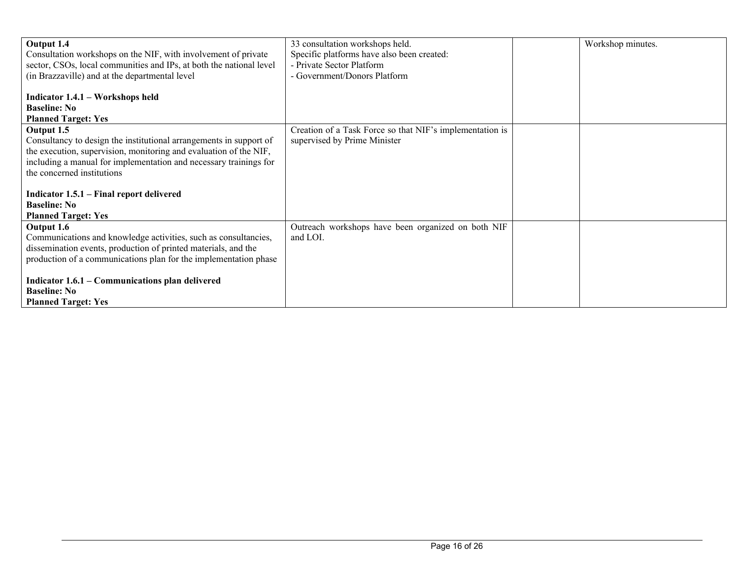| | | | |
|---|---|---|---|
| **Output 1.4**<br>Consultation workshops on the NIF, with involvement of private sector, CSOs, local communities and IPs, at both the national level (in Brazzaville) and at the departmental level<br><br>**Indicator 1.4.1 – Workshops held**<br>**Baseline: No**<br>**Planned Target: Yes** | 33 consultation workshops held.<br>Specific platforms have also been created:<br>- Private Sector Platform<br>- Government/Donors Platform | | Workshop minutes. |
| **Output 1.5**<br>Consultancy to design the institutional arrangements in support of the execution, supervision, monitoring and evaluation of the NIF, including a manual for implementation and necessary trainings for the concerned institutions<br><br>**Indicator 1.5.1 – Final report delivered**<br>**Baseline: No**<br>**Planned Target: Yes** | Creation of a Task Force so that NIF's implementation is supervised by Prime Minister | | |
| **Output 1.6**<br>Communications and knowledge activities, such as consultancies, dissemination events, production of printed materials, and the production of a communications plan for the implementation phase<br><br>**Indicator 1.6.1 – Communications plan delivered**<br>**Baseline: No**<br>**Planned Target: Yes** | Outreach workshops have been organized on both NIF and LOI. | | |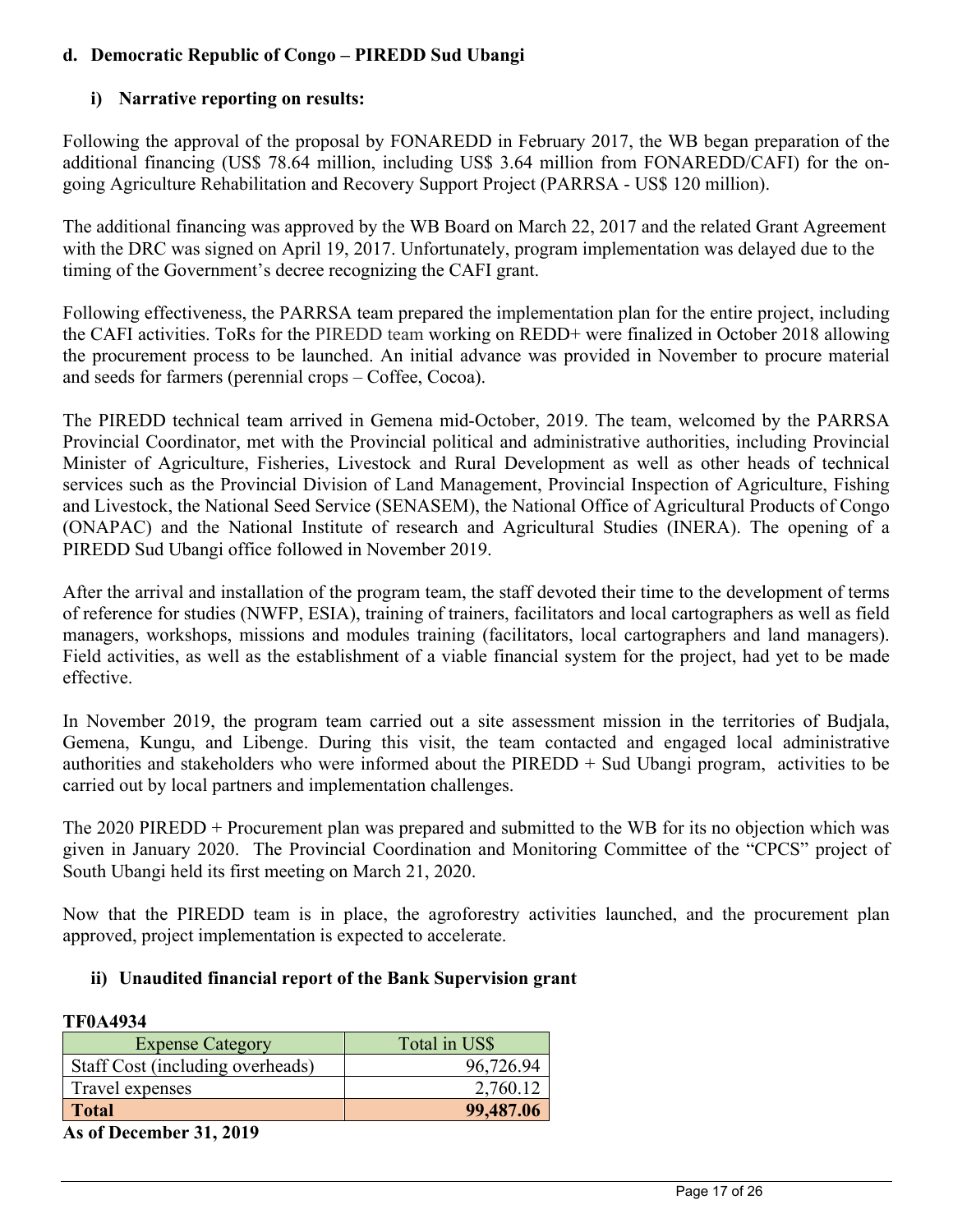### d. Democratic Republic of Congo – PIREDD Sud Ubangi

#### i) Narrative reporting on results:

Following the approval of the proposal by FONAREDD in February 2017, the WB began preparation of the additional financing (US$ 78.64 million, including US$ 3.64 million from FONAREDD/CAFI) for the on-going Agriculture Rehabilitation and Recovery Support Project (PARRSA - US$ 120 million).

The additional financing was approved by the WB Board on March 22, 2017 and the related Grant Agreement with the DRC was signed on April 19, 2017. Unfortunately, program implementation was delayed due to the timing of the Government's decree recognizing the CAFI grant.

Following effectiveness, the PARRSA team prepared the implementation plan for the entire project, including the CAFI activities. ToRs for the PIREDD team working on REDD+ were finalized in October 2018 allowing the procurement process to be launched. An initial advance was provided in November to procure material and seeds for farmers (perennial crops – Coffee, Cocoa).

The PIREDD technical team arrived in Gemena mid-October, 2019. The team, welcomed by the PARRSA Provincial Coordinator, met with the Provincial political and administrative authorities, including Provincial Minister of Agriculture, Fisheries, Livestock and Rural Development as well as other heads of technical services such as the Provincial Division of Land Management, Provincial Inspection of Agriculture, Fishing and Livestock, the National Seed Service (SENASEM), the National Office of Agricultural Products of Congo (ONAPAC) and the National Institute of research and Agricultural Studies (INERA). The opening of a PIREDD Sud Ubangi office followed in November 2019.

After the arrival and installation of the program team, the staff devoted their time to the development of terms of reference for studies (NWFP, ESIA), training of trainers, facilitators and local cartographers as well as field managers, workshops, missions and modules training (facilitators, local cartographers and land managers). Field activities, as well as the establishment of a viable financial system for the project, had yet to be made effective.

In November 2019, the program team carried out a site assessment mission in the territories of Budjala, Gemena, Kungu, and Libenge. During this visit, the team contacted and engaged local administrative authorities and stakeholders who were informed about the PIREDD + Sud Ubangi program, activities to be carried out by local partners and implementation challenges.

The 2020 PIREDD + Procurement plan was prepared and submitted to the WB for its no objection which was given in January 2020. The Provincial Coordination and Monitoring Committee of the "CPCS" project of South Ubangi held its first meeting on March 21, 2020.

Now that the PIREDD team is in place, the agroforestry activities launched, and the procurement plan approved, project implementation is expected to accelerate.

#### ii) Unaudited financial report of the Bank Supervision grant

**TF0A4934**

| Expense Category | Total in US$ |
|---|---|
| Staff Cost (including overheads) | 96,726.94 |
| Travel expenses | 2,760.12 |
| **Total** | **99,487.06** |

**As of December 31, 2019**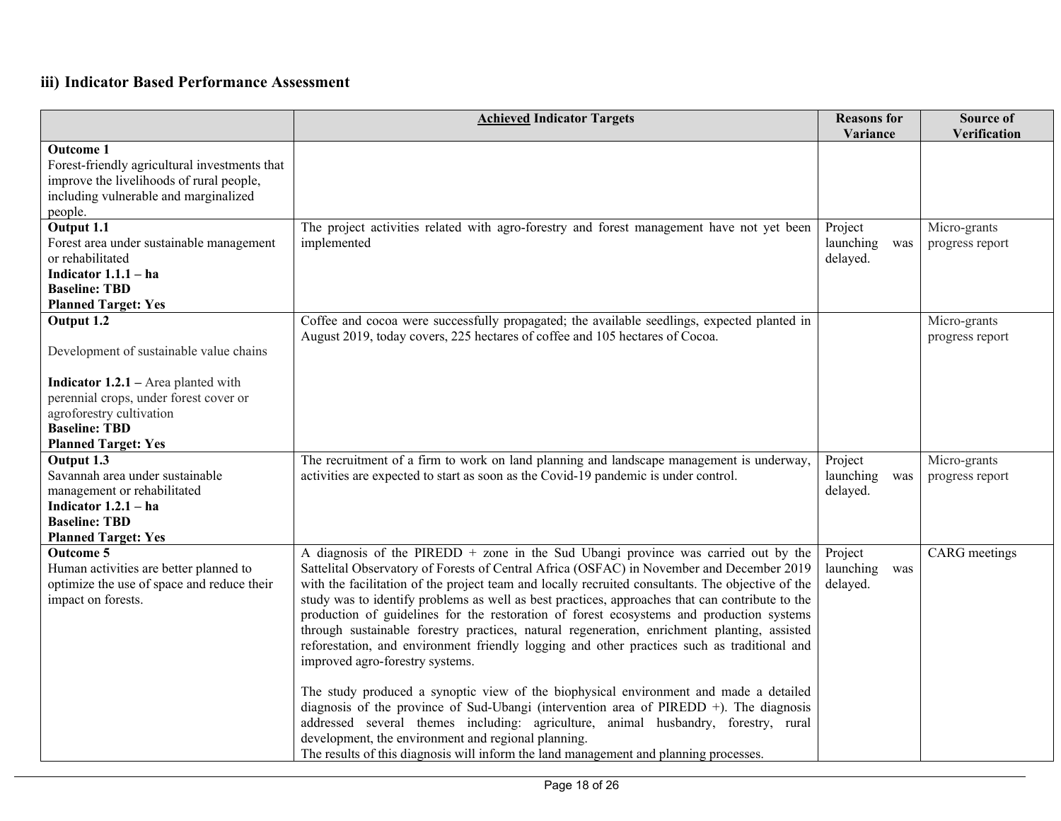### iii) Indicator Based Performance Assessment

| | **<u>Achieved</u> Indicator Targets** | **Reasons for Variance** | **Source of Verification** |
|---|---|---|---|
| **Outcome 1**<br>Forest-friendly agricultural investments that improve the livelihoods of rural people, including vulnerable and marginalized people. | | | |
| **Output 1.1**<br>Forest area under sustainable management or rehabilitated<br>**Indicator 1.1.1 – ha**<br>**Baseline: TBD**<br>**Planned Target: Yes** | The project activities related with agro-forestry and forest management have not yet been implemented | Project launching was delayed. | Micro-grants progress report |
| **Output 1.2**<br><br>Development of sustainable value chains<br><br>**Indicator 1.2.1 –** Area planted with perennial crops, under forest cover or agroforestry cultivation<br>**Baseline: TBD**<br>**Planned Target: Yes** | Coffee and cocoa were successfully propagated; the available seedlings, expected planted in August 2019, today covers, 225 hectares of coffee and 105 hectares of Cocoa. | | Micro-grants progress report |
| **Output 1.3**<br>Savannah area under sustainable management or rehabilitated<br>**Indicator 1.2.1 – ha**<br>**Baseline: TBD**<br>**Planned Target: Yes** | The recruitment of a firm to work on land planning and landscape management is underway, activities are expected to start as soon as the Covid-19 pandemic is under control. | Project launching was delayed. | Micro-grants progress report |
| **Outcome 5**<br>Human activities are better planned to optimize the use of space and reduce their impact on forests. | A diagnosis of the PIREDD + zone in the Sud Ubangi province was carried out by the Sattelital Observatory of Forests of Central Africa (OSFAC) in November and December 2019 with the facilitation of the project team and locally recruited consultants. The objective of the study was to identify problems as well as best practices, approaches that can contribute to the production of guidelines for the restoration of forest ecosystems and production systems through sustainable forestry practices, natural regeneration, enrichment planting, assisted reforestation, and environment friendly logging and other practices such as traditional and improved agro-forestry systems.<br><br>The study produced a synoptic view of the biophysical environment and made a detailed diagnosis of the province of Sud-Ubangi (intervention area of PIREDD +). The diagnosis addressed several themes including: agriculture, animal husbandry, forestry, rural development, the environment and regional planning.<br>The results of this diagnosis will inform the land management and planning processes. | Project launching was delayed. | CARG meetings |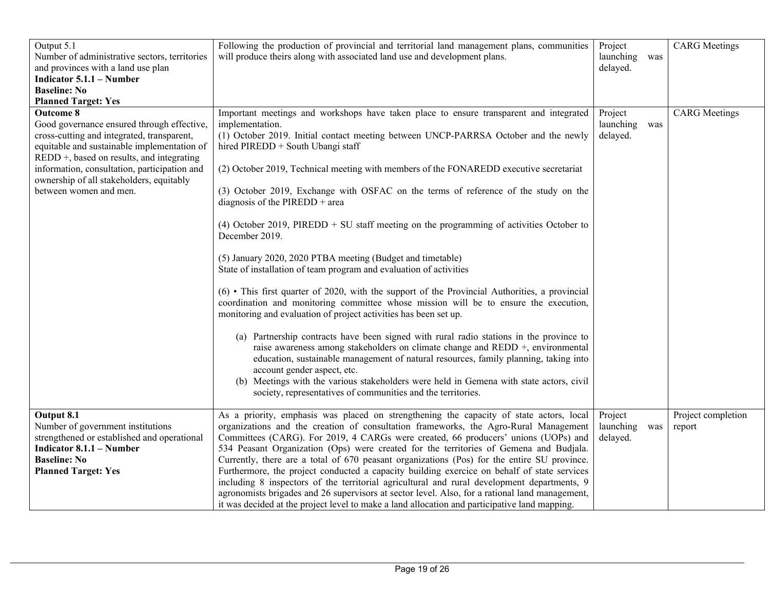| | | | |
|---|---|---|---|
| Output 5.1<br>Number of administrative sectors, territories and provinces with a land use plan<br>**Indicator 5.1.1 – Number**<br>**Baseline: No**<br>**Planned Target: Yes** | Following the production of provincial and territorial land management plans, communities will produce theirs along with associated land use and development plans. | Project launching was delayed. | CARG Meetings |
| **Outcome 8**<br>Good governance ensured through effective, cross-cutting and integrated, transparent, equitable and sustainable implementation of REDD +, based on results, and integrating information, consultation, participation and ownership of all stakeholders, equitably between women and men. | Important meetings and workshops have taken place to ensure transparent and integrated implementation.<br>(1) October 2019. Initial contact meeting between UNCP-PARRSA October and the newly hired PIREDD + South Ubangi staff<br><br>(2) October 2019, Technical meeting with members of the FONAREDD executive secretariat<br><br>(3) October 2019, Exchange with OSFAC on the terms of reference of the study on the diagnosis of the PIREDD + area<br><br>(4) October 2019, PIREDD + SU staff meeting on the programming of activities October to December 2019.<br><br>(5) January 2020, 2020 PTBA meeting (Budget and timetable)<br>State of installation of team program and evaluation of activities<br><br>(6) • This first quarter of 2020, with the support of the Provincial Authorities, a provincial coordination and monitoring committee whose mission will be to ensure the execution, monitoring and evaluation of project activities has been set up.<br><br>(a) Partnership contracts have been signed with rural radio stations in the province to raise awareness among stakeholders on climate change and REDD +, environmental education, sustainable management of natural resources, family planning, taking into account gender aspect, etc.<br>(b) Meetings with the various stakeholders were held in Gemena with state actors, civil society, representatives of communities and the territories. | Project launching was delayed. | CARG Meetings |
| **Output 8.1**<br>Number of government institutions strengthened or established and operational<br>**Indicator 8.1.1 – Number**<br>**Baseline: No**<br>**Planned Target: Yes** | As a priority, emphasis was placed on strengthening the capacity of state actors, local organizations and the creation of consultation frameworks, the Agro-Rural Management Committees (CARG). For 2019, 4 CARGs were created, 66 producers' unions (UOPs) and 534 Peasant Organization (Ops) were created for the territories of Gemena and Budjala. Currently, there are a total of 670 peasant organizations (Pos) for the entire SU province. Furthermore, the project conducted a capacity building exercice on behalf of state services including 8 inspectors of the territorial agricultural and rural development departments, 9 agronomists brigades and 26 supervisors at sector level. Also, for a rational land management, it was decided at the project level to make a land allocation and participative land mapping. | Project launching was delayed. | Project completion report |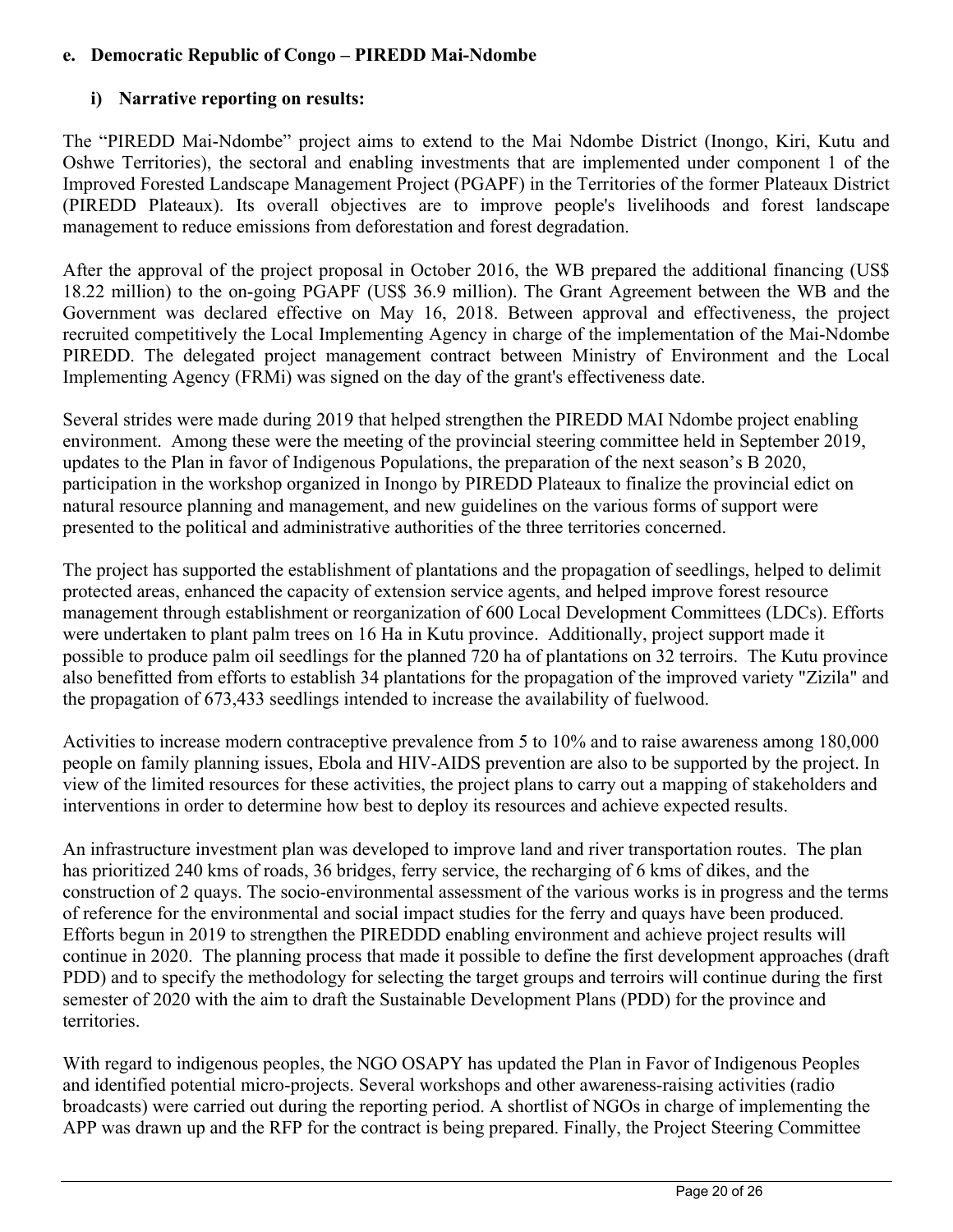**e. Democratic Republic of Congo – PIREDD Mai-Ndombe**

**i) Narrative reporting on results:**

The "PIREDD Mai-Ndombe" project aims to extend to the Mai Ndombe District (Inongo, Kiri, Kutu and Oshwe Territories), the sectoral and enabling investments that are implemented under component 1 of the Improved Forested Landscape Management Project (PGAPF) in the Territories of the former Plateaux District (PIREDD Plateaux). Its overall objectives are to improve people's livelihoods and forest landscape management to reduce emissions from deforestation and forest degradation.

After the approval of the project proposal in October 2016, the WB prepared the additional financing (US$ 18.22 million) to the on-going PGAPF (US$ 36.9 million). The Grant Agreement between the WB and the Government was declared effective on May 16, 2018. Between approval and effectiveness, the project recruited competitively the Local Implementing Agency in charge of the implementation of the Mai-Ndombe PIREDD. The delegated project management contract between Ministry of Environment and the Local Implementing Agency (FRMi) was signed on the day of the grant's effectiveness date.

Several strides were made during 2019 that helped strengthen the PIREDD MAI Ndombe project enabling environment. Among these were the meeting of the provincial steering committee held in September 2019, updates to the Plan in favor of Indigenous Populations, the preparation of the next season's B 2020, participation in the workshop organized in Inongo by PIREDD Plateaux to finalize the provincial edict on natural resource planning and management, and new guidelines on the various forms of support were presented to the political and administrative authorities of the three territories concerned.

The project has supported the establishment of plantations and the propagation of seedlings, helped to delimit protected areas, enhanced the capacity of extension service agents, and helped improve forest resource management through establishment or reorganization of 600 Local Development Committees (LDCs). Efforts were undertaken to plant palm trees on 16 Ha in Kutu province. Additionally, project support made it possible to produce palm oil seedlings for the planned 720 ha of plantations on 32 terroirs. The Kutu province also benefitted from efforts to establish 34 plantations for the propagation of the improved variety "Zizila" and the propagation of 673,433 seedlings intended to increase the availability of fuelwood.

Activities to increase modern contraceptive prevalence from 5 to 10% and to raise awareness among 180,000 people on family planning issues, Ebola and HIV-AIDS prevention are also to be supported by the project. In view of the limited resources for these activities, the project plans to carry out a mapping of stakeholders and interventions in order to determine how best to deploy its resources and achieve expected results.

An infrastructure investment plan was developed to improve land and river transportation routes. The plan has prioritized 240 kms of roads, 36 bridges, ferry service, the recharging of 6 kms of dikes, and the construction of 2 quays. The socio-environmental assessment of the various works is in progress and the terms of reference for the environmental and social impact studies for the ferry and quays have been produced. Efforts begun in 2019 to strengthen the PIREDDD enabling environment and achieve project results will continue in 2020. The planning process that made it possible to define the first development approaches (draft PDD) and to specify the methodology for selecting the target groups and terroirs will continue during the first semester of 2020 with the aim to draft the Sustainable Development Plans (PDD) for the province and territories.

With regard to indigenous peoples, the NGO OSAPY has updated the Plan in Favor of Indigenous Peoples and identified potential micro-projects. Several workshops and other awareness-raising activities (radio broadcasts) were carried out during the reporting period. A shortlist of NGOs in charge of implementing the APP was drawn up and the RFP for the contract is being prepared. Finally, the Project Steering Committee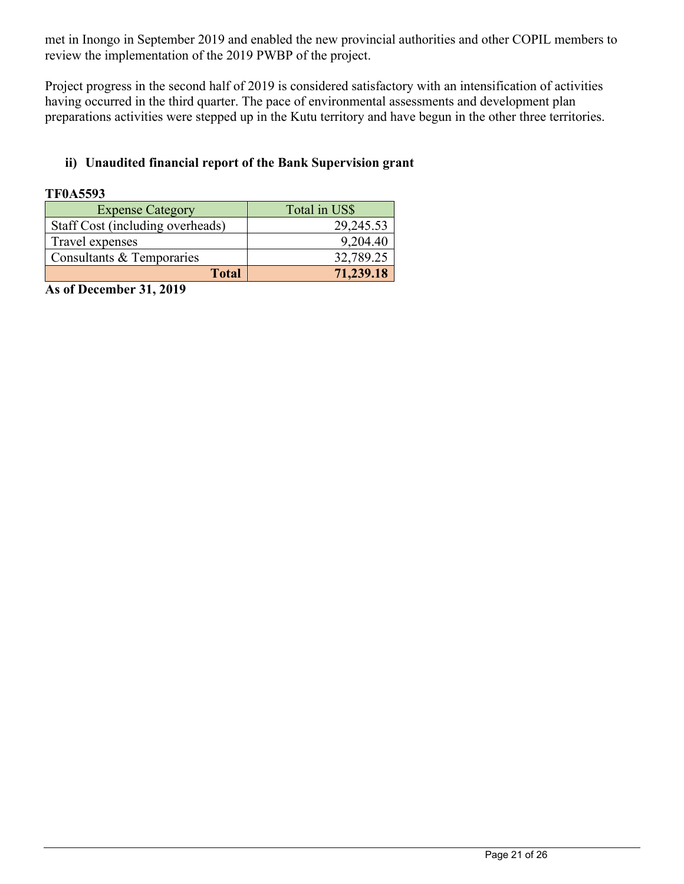met in Inongo in September 2019 and enabled the new provincial authorities and other COPIL members to review the implementation of the 2019 PWBP of the project.

Project progress in the second half of 2019 is considered satisfactory with an intensification of activities having occurred in the third quarter. The pace of environmental assessments and development plan preparations activities were stepped up in the Kutu territory and have begun in the other three territories.

### ii) Unaudited financial report of the Bank Supervision grant

**TF0A5593**

| Expense Category | Total in US$ |
|---|---|
| Staff Cost (including overheads) | 29,245.53 |
| Travel expenses | 9,204.40 |
| Consultants & Temporaries | 32,789.25 |
| **Total** | **71,239.18** |

**As of December 31, 2019**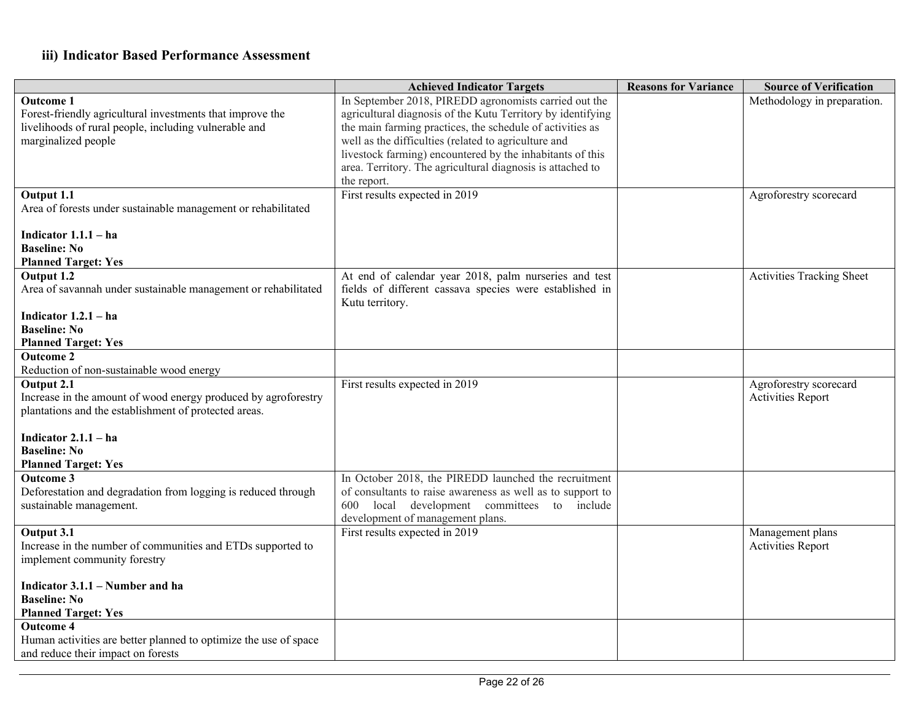### iii) Indicator Based Performance Assessment

| | Achieved Indicator Targets | Reasons for Variance | Source of Verification |
|---|---|---|---|
| **Outcome 1**<br>Forest-friendly agricultural investments that improve the livelihoods of rural people, including vulnerable and marginalized people | In September 2018, PIREDD agronomists carried out the agricultural diagnosis of the Kutu Territory by identifying the main farming practices, the schedule of activities as well as the difficulties (related to agriculture and livestock farming) encountered by the inhabitants of this area. Territory. The agricultural diagnosis is attached to the report. | | Methodology in preparation. |
| **Output 1.1**<br>Area of forests under sustainable management or rehabilitated<br><br>**Indicator 1.1.1 – ha**<br>**Baseline: No**<br>**Planned Target: Yes** | First results expected in 2019 | | Agroforestry scorecard |
| **Output 1.2**<br>Area of savannah under sustainable management or rehabilitated<br><br>**Indicator 1.2.1 – ha**<br>**Baseline: No**<br>**Planned Target: Yes** | At end of calendar year 2018, palm nurseries and test fields of different cassava species were established in Kutu territory. | | Activities Tracking Sheet |
| **Outcome 2**<br>Reduction of non-sustainable wood energy | | | |
| **Output 2.1**<br>Increase in the amount of wood energy produced by agroforestry plantations and the establishment of protected areas.<br><br>**Indicator 2.1.1 – ha**<br>**Baseline: No**<br>**Planned Target: Yes** | First results expected in 2019 | | Agroforestry scorecard<br>Activities Report |
| **Outcome 3**<br>Deforestation and degradation from logging is reduced through sustainable management. | In October 2018, the PIREDD launched the recruitment of consultants to raise awareness as well as to support to 600 local development committees to include development of management plans. | | |
| **Output 3.1**<br>Increase in the number of communities and ETDs supported to implement community forestry<br><br>**Indicator 3.1.1 – Number and ha**<br>**Baseline: No**<br>**Planned Target: Yes** | First results expected in 2019 | | Management plans<br>Activities Report |
| **Outcome 4**<br>Human activities are better planned to optimize the use of space and reduce their impact on forests | | | |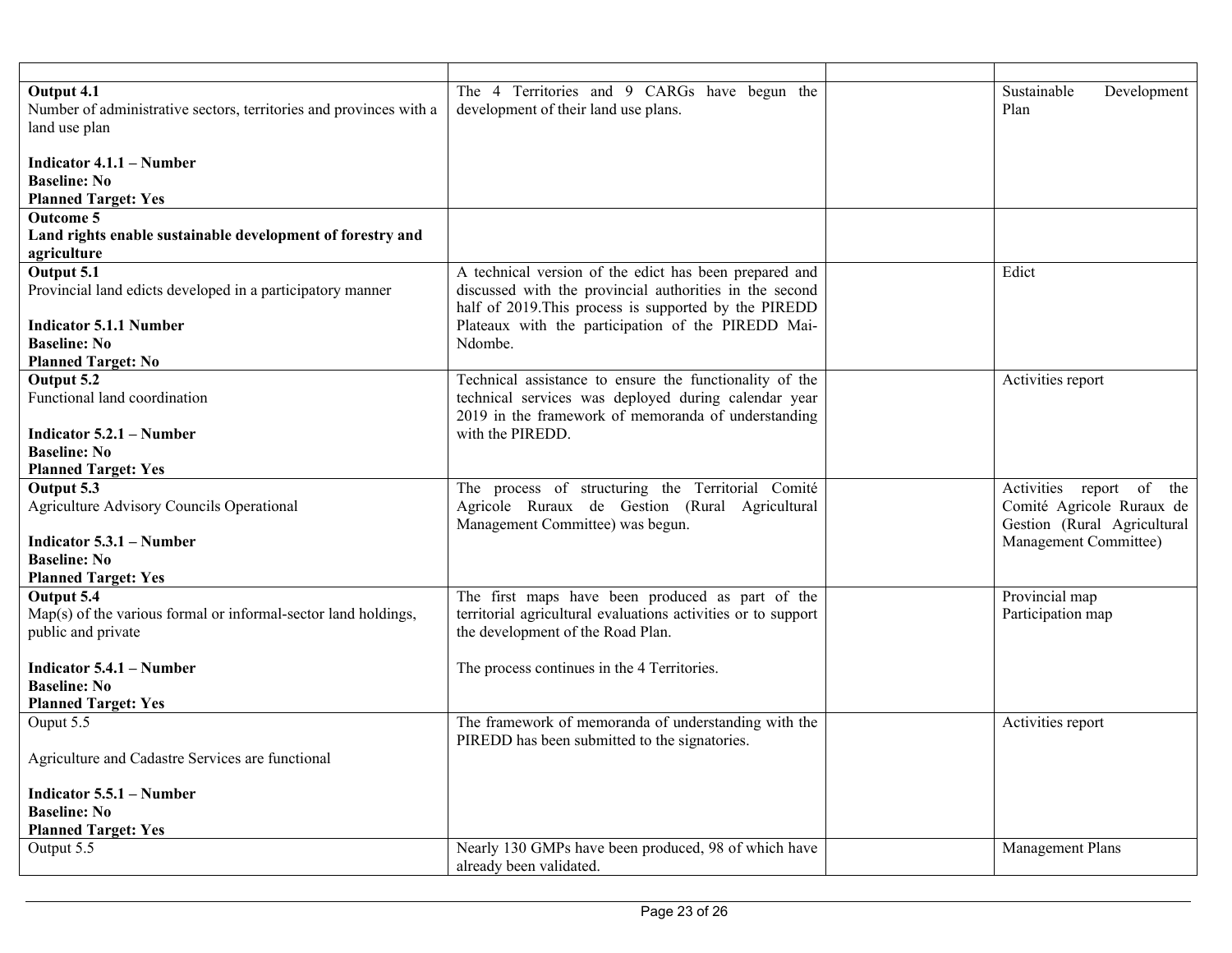| | | | |
|---|---|---|---|
| **Output 4.1**<br>Number of administrative sectors, territories and provinces with a land use plan<br><br>**Indicator 4.1.1 – Number**<br>**Baseline: No**<br>**Planned Target: Yes** | The 4 Territories and 9 CARGs have begun the development of their land use plans. | | Sustainable Development Plan |
| **Outcome 5**<br>**Land rights enable sustainable development of forestry and agriculture** | | | |
| **Output 5.1**<br>Provincial land edicts developed in a participatory manner<br><br>**Indicator 5.1.1 Number**<br>**Baseline: No**<br>**Planned Target: No** | A technical version of the edict has been prepared and discussed with the provincial authorities in the second half of 2019.This process is supported by the PIREDD Plateaux with the participation of the PIREDD Mai-Ndombe. | | Edict |
| **Output 5.2**<br>Functional land coordination<br><br>**Indicator 5.2.1 – Number**<br>**Baseline: No**<br>**Planned Target: Yes** | Technical assistance to ensure the functionality of the technical services was deployed during calendar year 2019 in the framework of memoranda of understanding with the PIREDD. | | Activities report |
| **Output 5.3**<br>Agriculture Advisory Councils Operational<br><br>**Indicator 5.3.1 – Number**<br>**Baseline: No**<br>**Planned Target: Yes** | The process of structuring the Territorial Comité Agricole Ruraux de Gestion (Rural Agricultural Management Committee) was begun. | | Activities report of the Comité Agricole Ruraux de Gestion (Rural Agricultural Management Committee) |
| **Output 5.4**<br>Map(s) of the various formal or informal-sector land holdings, public and private<br><br>**Indicator 5.4.1 – Number**<br>**Baseline: No**<br>**Planned Target: Yes** | The first maps have been produced as part of the territorial agricultural evaluations activities or to support the development of the Road Plan.<br><br>The process continues in the 4 Territories. | | Provincial map<br>Participation map |
| Ouput 5.5<br><br>Agriculture and Cadastre Services are functional<br><br>**Indicator 5.5.1 – Number**<br>**Baseline: No**<br>**Planned Target: Yes** | The framework of memoranda of understanding with the PIREDD has been submitted to the signatories. | | Activities report |
| Output 5.5 | Nearly 130 GMPs have been produced, 98 of which have already been validated. | | Management Plans |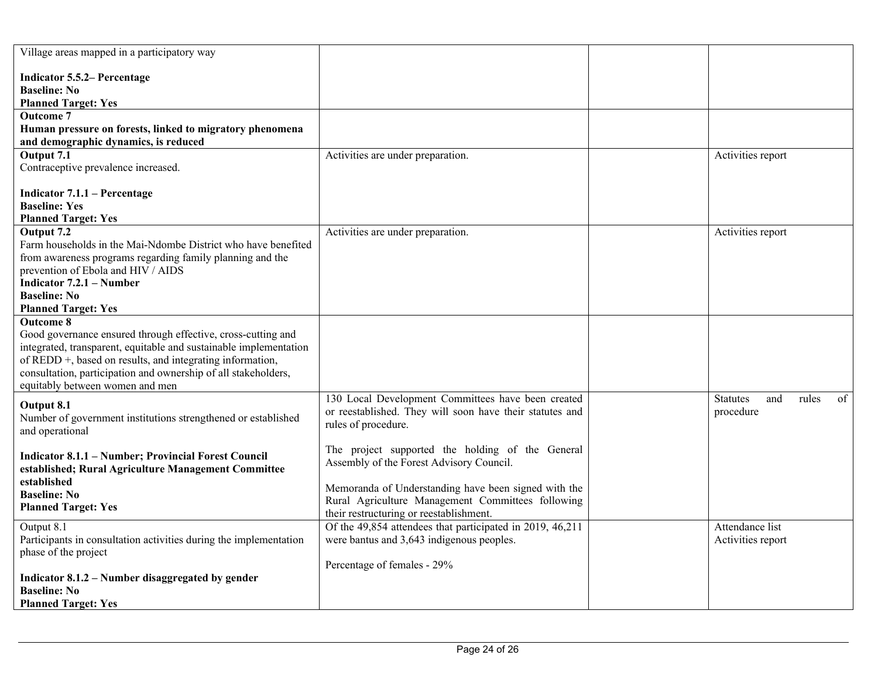| Village areas mapped in a participatory way<br><br>**Indicator 5.5.2– Percentage**<br>**Baseline: No**<br>**Planned Target: Yes** | | | |
|---|---|---|---|
| **Outcome 7**<br>**Human pressure on forests, linked to migratory phenomena and demographic dynamics, is reduced** | | | |
| **Output 7.1**<br>Contraceptive prevalence increased.<br><br>**Indicator 7.1.1 – Percentage**<br>**Baseline: Yes**<br>**Planned Target: Yes** | Activities are under preparation. | | Activities report |
| **Output 7.2**<br>Farm households in the Mai-Ndombe District who have benefited from awareness programs regarding family planning and the prevention of Ebola and HIV / AIDS<br>**Indicator 7.2.1 – Number**<br>**Baseline: No**<br>**Planned Target: Yes** | Activities are under preparation. | | Activities report |
| **Outcome 8**<br>Good governance ensured through effective, cross-cutting and integrated, transparent, equitable and sustainable implementation of REDD +, based on results, and integrating information, consultation, participation and ownership of all stakeholders, equitably between women and men | | | |
| **Output 8.1**<br>Number of government institutions strengthened or established and operational<br><br>**Indicator 8.1.1 – Number; Provincial Forest Council established; Rural Agriculture Management Committee established**<br>**Baseline: No**<br>**Planned Target: Yes** | 130 Local Development Committees have been created or reestablished. They will soon have their statutes and rules of procedure.<br><br>The project supported the holding of the General Assembly of the Forest Advisory Council.<br><br>Memoranda of Understanding have been signed with the Rural Agriculture Management Committees following their restructuring or reestablishment. | | Statutes and rules of procedure |
| Output 8.1<br>Participants in consultation activities during the implementation phase of the project<br><br>**Indicator 8.1.2 – Number disaggregated by gender**<br>**Baseline: No**<br>**Planned Target: Yes** | Of the 49,854 attendees that participated in 2019, 46,211 were bantus and 3,643 indigenous peoples.<br><br>Percentage of females - 29% | | Attendance list<br>Activities report |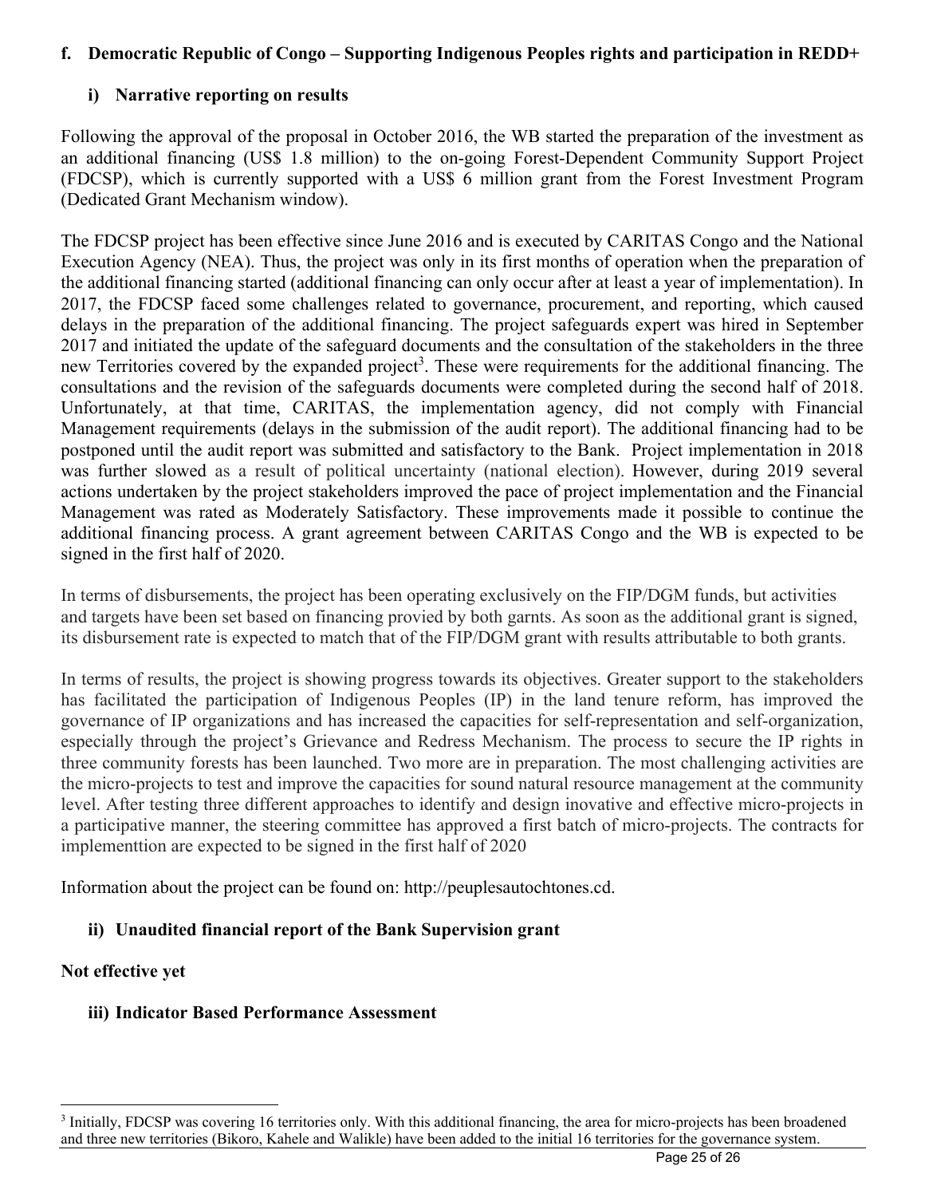### f. Democratic Republic of Congo – Supporting Indigenous Peoples rights and participation in REDD+

#### i) Narrative reporting on results

Following the approval of the proposal in October 2016, the WB started the preparation of the investment as an additional financing (US$ 1.8 million) to the on-going Forest-Dependent Community Support Project (FDCSP), which is currently supported with a US$ 6 million grant from the Forest Investment Program (Dedicated Grant Mechanism window).

The FDCSP project has been effective since June 2016 and is executed by CARITAS Congo and the National Execution Agency (NEA). Thus, the project was only in its first months of operation when the preparation of the additional financing started (additional financing can only occur after at least a year of implementation). In 2017, the FDCSP faced some challenges related to governance, procurement, and reporting, which caused delays in the preparation of the additional financing. The project safeguards expert was hired in September 2017 and initiated the update of the safeguard documents and the consultation of the stakeholders in the three new Territories covered by the expanded project[3]. These were requirements for the additional financing. The consultations and the revision of the safeguards documents were completed during the second half of 2018. Unfortunately, at that time, CARITAS, the implementation agency, did not comply with Financial Management requirements (delays in the submission of the audit report). The additional financing had to be postponed until the audit report was submitted and satisfactory to the Bank. Project implementation in 2018 was further slowed as a result of political uncertainty (national election). However, during 2019 several actions undertaken by the project stakeholders improved the pace of project implementation and the Financial Management was rated as Moderately Satisfactory. These improvements made it possible to continue the additional financing process. A grant agreement between CARITAS Congo and the WB is expected to be signed in the first half of 2020.

In terms of disbursements, the project has been operating exclusively on the FIP/DGM funds, but activities and targets have been set based on financing provied by both garnts. As soon as the additional grant is signed, its disbursement rate is expected to match that of the FIP/DGM grant with results attributable to both grants.

In terms of results, the project is showing progress towards its objectives. Greater support to the stakeholders has facilitated the participation of Indigenous Peoples (IP) in the land tenure reform, has improved the governance of IP organizations and has increased the capacities for self-representation and self-organization, especially through the project's Grievance and Redress Mechanism. The process to secure the IP rights in three community forests has been launched. Two more are in preparation. The most challenging activities are the micro-projects to test and improve the capacities for sound natural resource management at the community level. After testing three different approaches to identify and design inovative and effective micro-projects in a participative manner, the steering committee has approved a first batch of micro-projects. The contracts for implementtion are expected to be signed in the first half of 2020

Information about the project can be found on: http://peuplesautochtones.cd.

#### ii) Unaudited financial report of the Bank Supervision grant

**Not effective yet**

#### iii) Indicator Based Performance Assessment

---

[3] Initially, FDCSP was covering 16 territories only. With this additional financing, the area for micro-projects has been broadened and three new territories (Bikoro, Kahele and Walikle) have been added to the initial 16 territories for the governance system.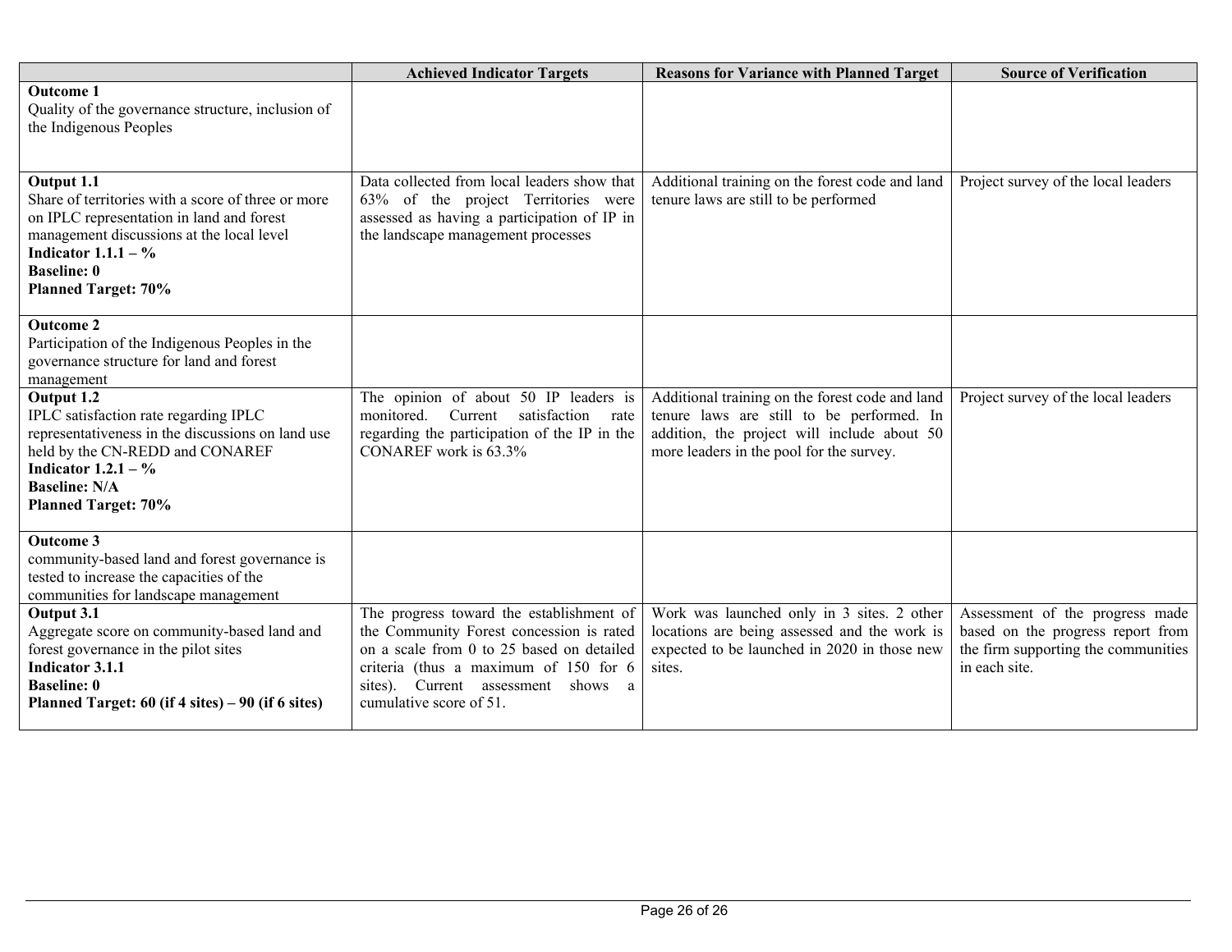| | Achieved Indicator Targets | Reasons for Variance with Planned Target | Source of Verification |
|---|---|---|---|
| **Outcome 1**<br>Quality of the governance structure, inclusion of the Indigenous Peoples | | | |
| **Output 1.1**<br>Share of territories with a score of three or more on IPLC representation in land and forest management discussions at the local level<br>**Indicator 1.1.1 – %**<br>**Baseline: 0**<br>**Planned Target: 70%** | Data collected from local leaders show that 63% of the project Territories were assessed as having a participation of IP in the landscape management processes | Additional training on the forest code and land tenure laws are still to be performed | Project survey of the local leaders |
| **Outcome 2**<br>Participation of the Indigenous Peoples in the governance structure for land and forest management | | | |
| **Output 1.2**<br>IPLC satisfaction rate regarding IPLC representativeness in the discussions on land use held by the CN-REDD and CONAREF<br>**Indicator 1.2.1 – %**<br>**Baseline: N/A**<br>**Planned Target: 70%** | The opinion of about 50 IP leaders is monitored. Current satisfaction rate regarding the participation of the IP in the CONAREF work is 63.3% | Additional training on the forest code and land tenure laws are still to be performed. In addition, the project will include about 50 more leaders in the pool for the survey. | Project survey of the local leaders |
| **Outcome 3**<br>community-based land and forest governance is tested to increase the capacities of the communities for landscape management | | | |
| **Output 3.1**<br>Aggregate score on community-based land and forest governance in the pilot sites<br>**Indicator 3.1.1**<br>**Baseline: 0**<br>**Planned Target: 60 (if 4 sites) – 90 (if 6 sites)** | The progress toward the establishment of the Community Forest concession is rated on a scale from 0 to 25 based on detailed criteria (thus a maximum of 150 for 6 sites). Current assessment shows a cumulative score of 51. | Work was launched only in 3 sites. 2 other locations are being assessed and the work is expected to be launched in 2020 in those new sites. | Assessment of the progress made based on the progress report from the firm supporting the communities in each site. |